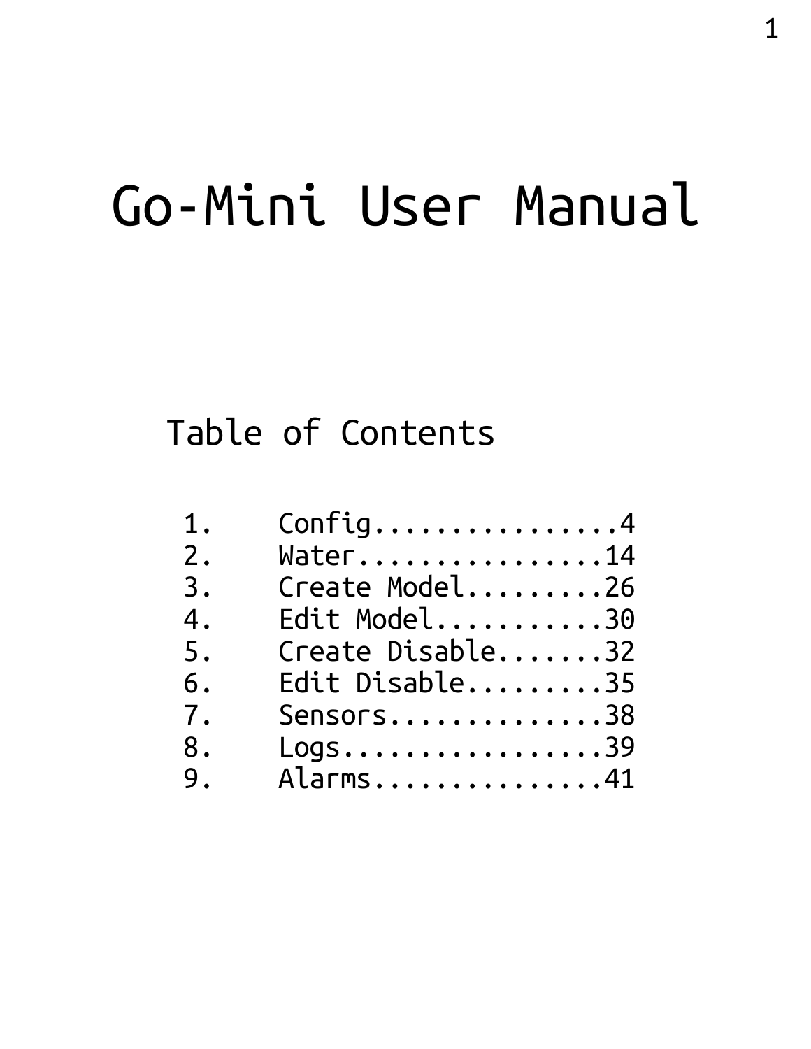# Go-Mini User Manual

## Table of Contents

1. Config................4
2. Water................14
3. Create Model.........26
4. Edit Model...........30
5. Create Disable.......32
6. Edit Disable.........35
7. Sensors..............38
8. Logs.................39
9. Alarms...............41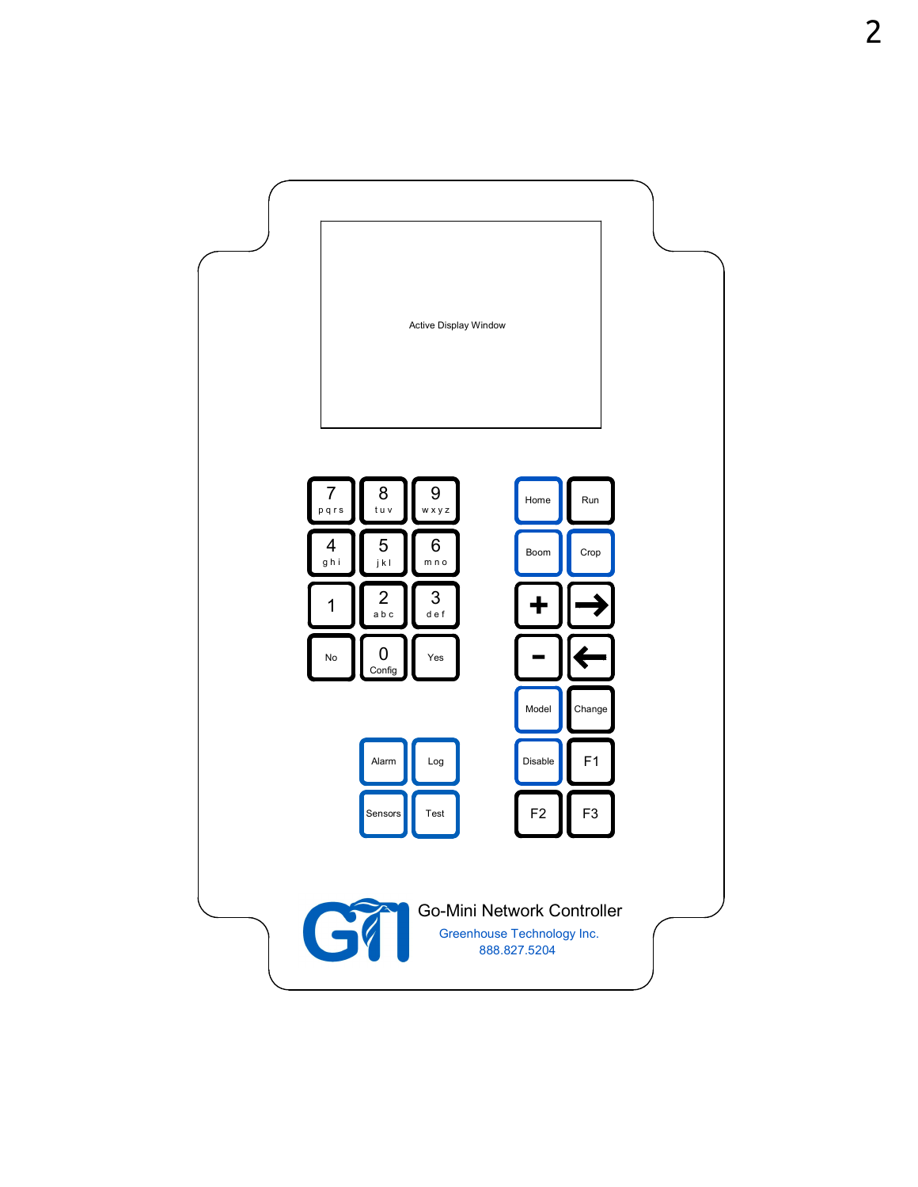Active Display Window

| | | |
|---|---|---|
| 7 pqrs | 8 tuv | 9 wxyz |
| 4 ghi | 5 jkl | 6 mno |
| 1 | 2 abc | 3 def |
| No | 0 Config | Yes |

| | |
|---|---|
| Home | Run |
| Boom | Crop |
| + | → |
| - | ← |
| Model | Change |
| Disable | F1 |
| F2 | F3 |

| | |
|---|---|
| Alarm | Log |
| Sensors | Test |

GTI

Go-Mini Network Controller

Greenhouse Technology Inc.
888.827.5204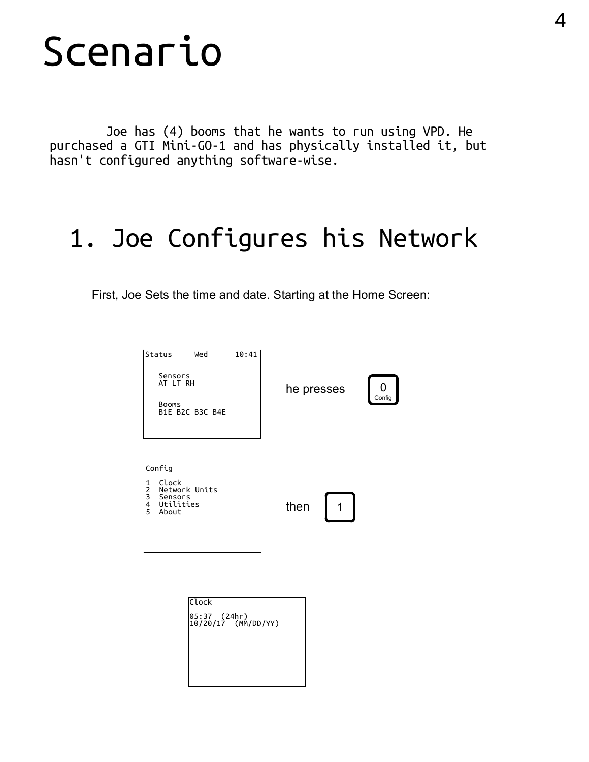# Scenario

Joe has (4) booms that he wants to run using VPD. He purchased a GTI Mini-GO-1 and has physically installed it, but hasn't configured anything software-wise.

## 1. Joe Configures his Network

First, Joe Sets the time and date. Starting at the Home Screen:

```
Status     Wed      10:41

   Sensors
   AT LT RH

   Booms
   B1E B2C B3C B4E
```

he presses **0** (Config)

```
Config

1  Clock
2  Network Units
3  Sensors
4  Utilities
5  About
```

then **1**

```
Clock

05:37  (24hr)
10/20/17  (MM/DD/YY)
```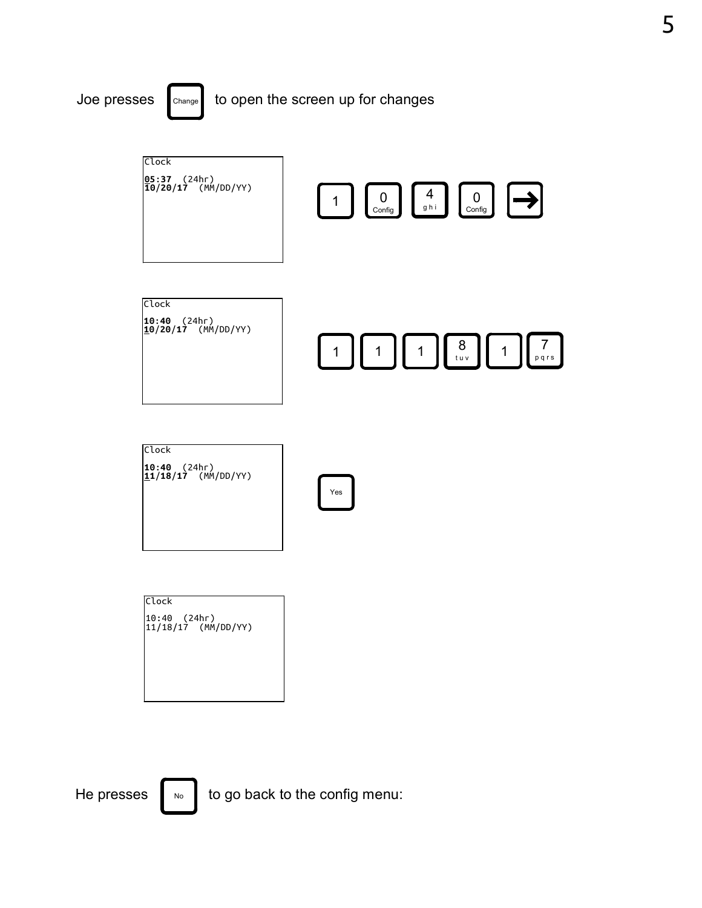Joe presses [Change] to open the screen up for changes

```
Clock
05:37  (24hr)
10/20/17  (MM/DD/YY)
```

[1] [0 Config] [4 ghi] [0 Config] [→]

```
Clock
10:40  (24hr)
10/20/17  (MM/DD/YY)
```

[1] [1] [1] [8 tuv] [1] [7 pqrs]

```
Clock
10:40  (24hr)
11/18/17  (MM/DD/YY)
```

[Yes]

```
Clock
10:40  (24hr)
11/18/17  (MM/DD/YY)
```

He presses [No] to go back to the config menu: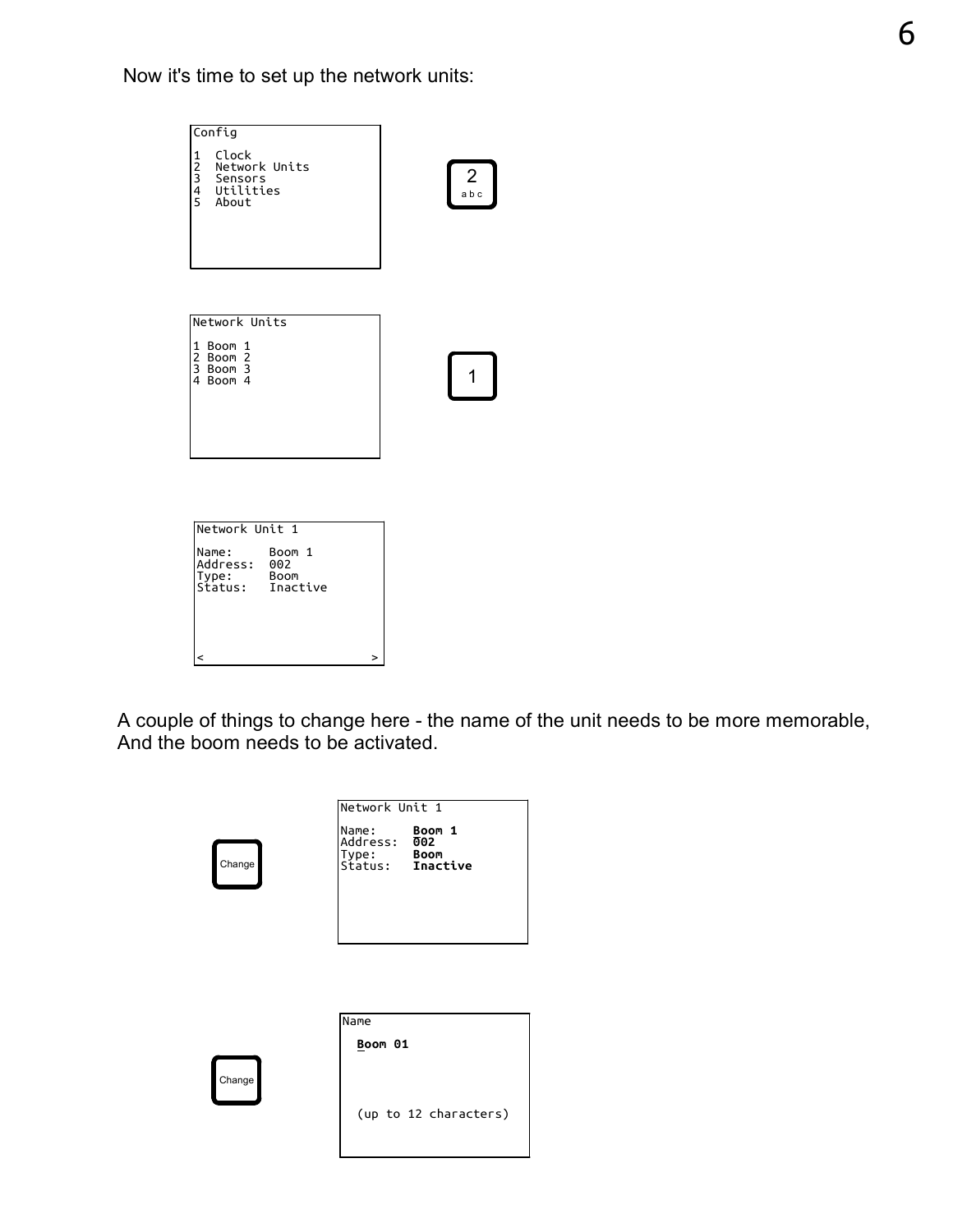Now it's time to set up the network units:

```
Config

1  Clock
2  Network Units
3  Sensors
4  Utilities
5  About
```

[2 abc]

```
Network Units

1 Boom 1
2 Boom 2
3 Boom 3
4 Boom 4
```

[1]

```
Network Unit 1

Name:     Boom 1
Address:  002
Type:     Boom
Status:   Inactive

<                    >
```

A couple of things to change here - the name of the unit needs to be more memorable, And the boom needs to be activated.

[Change]

```
Network Unit 1

Name:     Boom 1
Address:  002
Type:     Boom
Status:   Inactive
```

[Change]

```
Name

  Boom 01


  (up to 12 characters)
```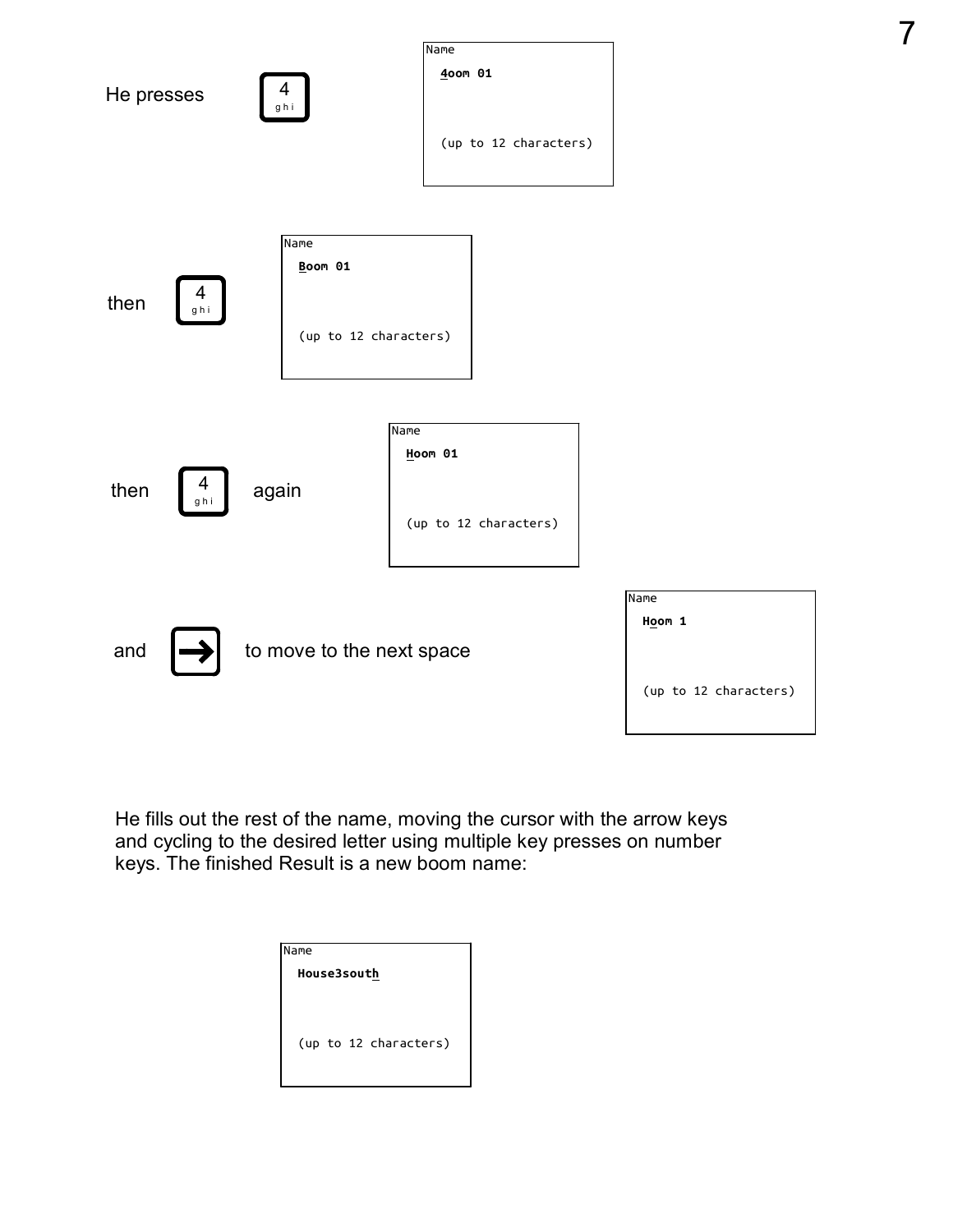He presses 4 ghi

```
Name
  4oom 01

  (up to 12 characters)
```

then 4 ghi

```
Name
  Boom 01

  (up to 12 characters)
```

then 4 ghi again

```
Name
  Hoom 01

  (up to 12 characters)
```

and → to move to the next space

```
Name
  Hoom 1

  (up to 12 characters)
```

He fills out the rest of the name, moving the cursor with the arrow keys and cycling to the desired letter using multiple key presses on number keys. The finished Result is a new boom name:

```
Name
  House3south

  (up to 12 characters)
```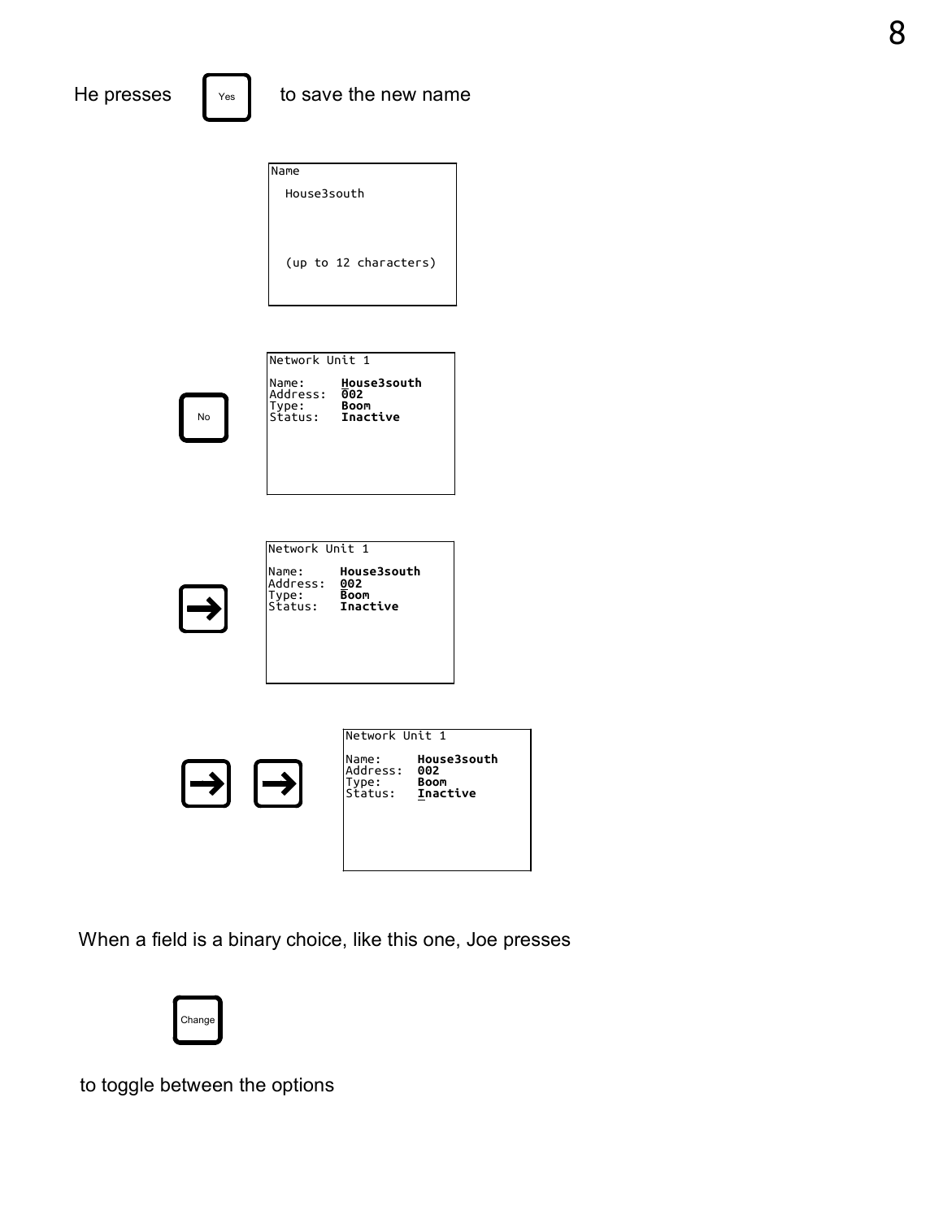He presses Yes to save the new name

```
Name
  House3south



  (up to 12 characters)
```

No

```
Network Unit 1

Name:     House3south
Address:  002
Type:     Boom
Status:   Inactive
```

→

```
Network Unit 1

Name:     House3south
Address:  002
Type:     Boom
Status:   Inactive
```

→ →

```
Network Unit 1

Name:     House3south
Address:  002
Type:     Boom
Status:   Inactive
```

When a field is a binary choice, like this one, Joe presses

Change

to toggle between the options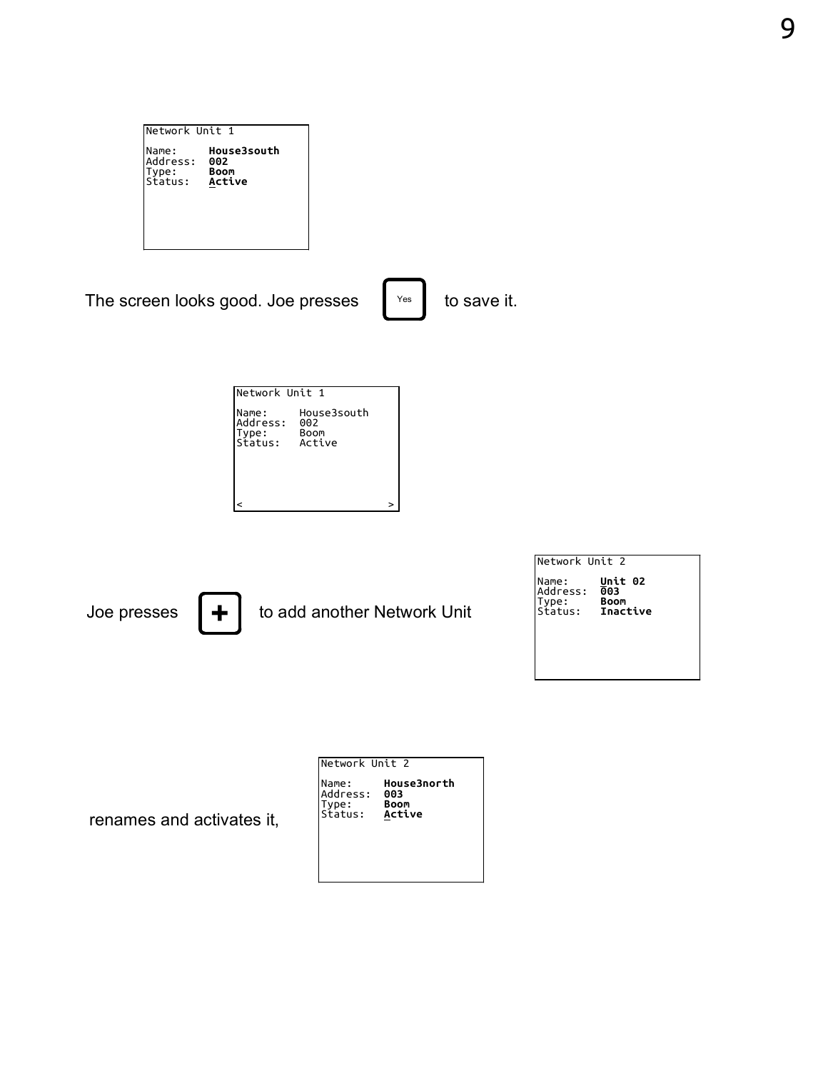```
Network Unit 1

Name:     House3south
Address:  002
Type:     Boom
Status:   Active
```

The screen looks good. Joe presses [Yes] to save it.

```
Network Unit 1

Name:     House3south
Address:  002
Type:     Boom
Status:   Active



<                        >
```

Joe presses [+] to add another Network Unit

```
Network Unit 2

Name:     Unit 02
Address:  003
Type:     Boom
Status:   Inactive
```

renames and activates it,

```
Network Unit 2

Name:     House3north
Address:  003
Type:     Boom
Status:   Active
```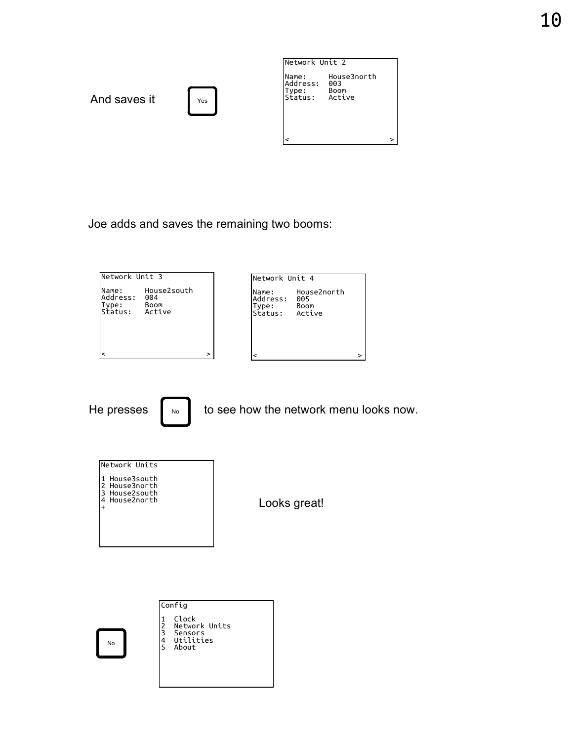And saves it

Yes

```
Network Unit 2

Name:     House3north
Address:  003
Type:     Boom
Status:   Active



<                        >
```

Joe adds and saves the remaining two booms:

```
Network Unit 3

Name:     House2south
Address:  004
Type:     Boom
Status:   Active



<                        >
```

```
Network Unit 4

Name:     House2north
Address:  005
Type:     Boom
Status:   Active



<                        >
```

He presses No to see how the network menu looks now.

```
Network Units

1 House3south
2 House3north
3 House2south
4 House2north
+
```

Looks great!

No

```
Config

1  Clock
2  Network Units
3  Sensors
4  Utilities
5  About
```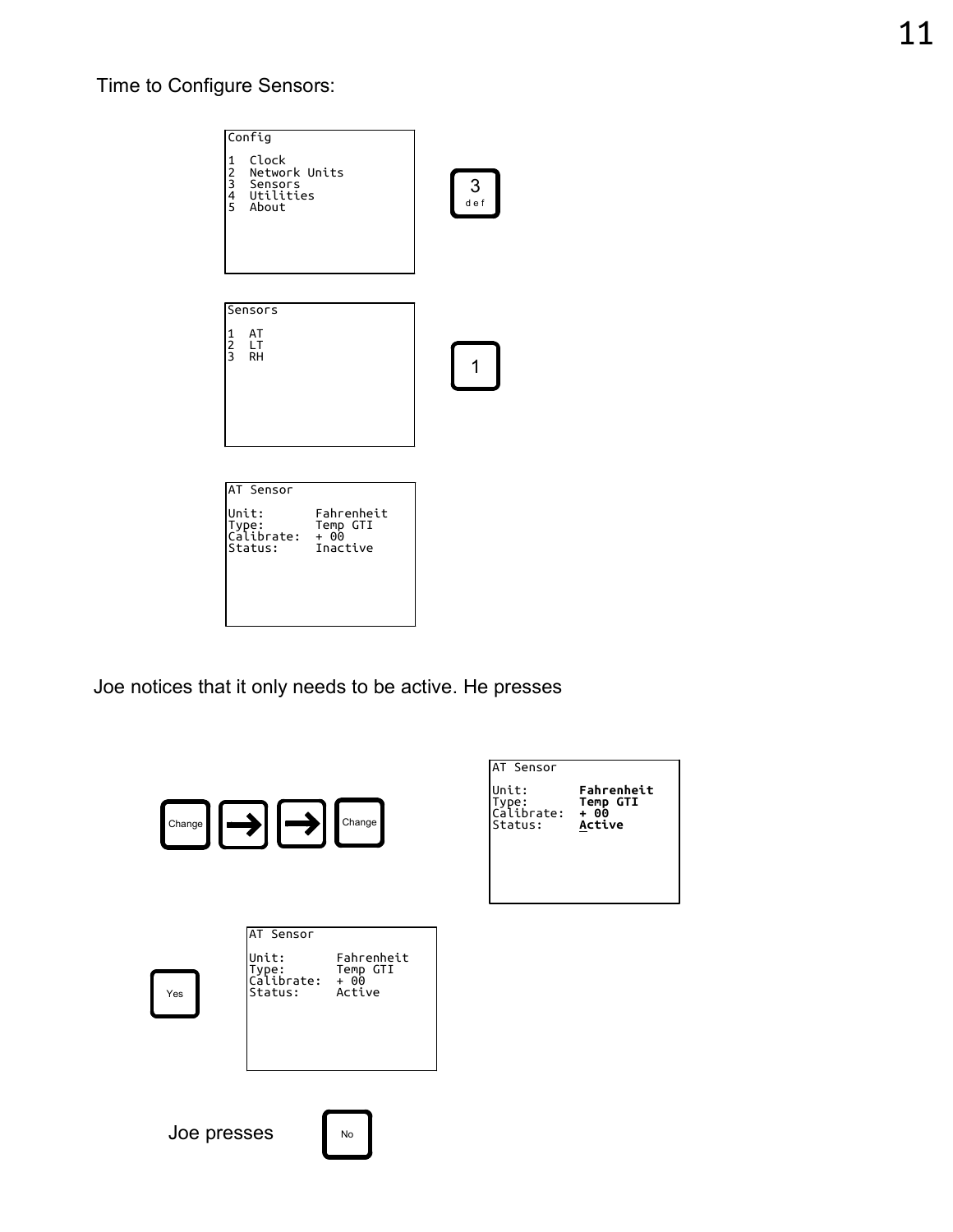Time to Configure Sensors:

```
Config

1  Clock
2  Network Units
3  Sensors
4  Utilities
5  About
```

[3 def]

```
Sensors

1  AT
2  LT
3  RH
```

[1]

```
AT Sensor

Unit:       Fahrenheit
Type:       Temp GTI
Calibrate:  + 00
Status:     Inactive
```

Joe notices that it only needs to be active. He presses

[Change] [→] [→] [Change]

```
AT Sensor

Unit:       Fahrenheit
Type:       Temp GTI
Calibrate:  + 00
Status:     Active
```

[Yes]

```
AT Sensor

Unit:       Fahrenheit
Type:       Temp GTI
Calibrate:  + 00
Status:     Active
```

Joe presses [No]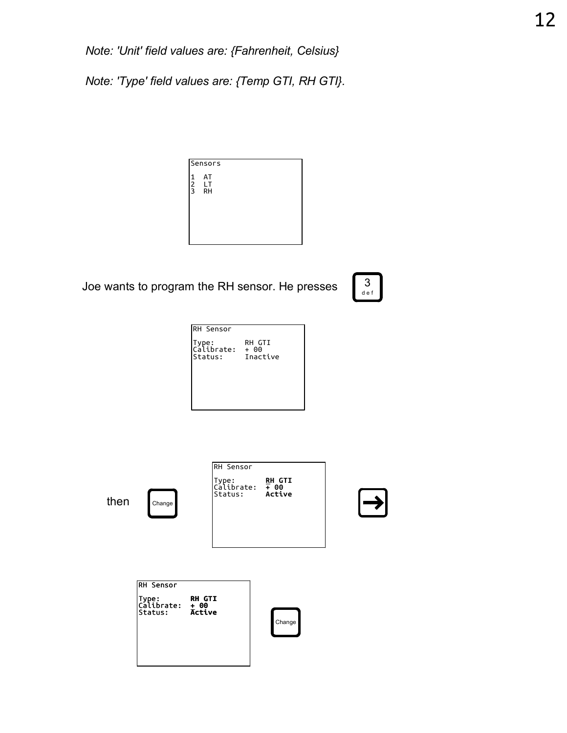*Note: 'Unit' field values are: {Fahrenheit, Celsius}*

*Note: 'Type' field values are: {Temp GTI, RH GTI}.*

```
Sensors

1  AT
2  LT
3  RH
```

Joe wants to program the RH sensor. He presses [3 def]

```
RH Sensor

Type:       RH GTI
Calibrate:  + 00
Status:     Inactive
```

then [Change]

```
RH Sensor

Type:       RH GTI
Calibrate:  + 00
Status:     Active
```

[→]

```
RH Sensor

Type:       RH GTI
Calibrate:  + 00
Status:     Active
```

[Change]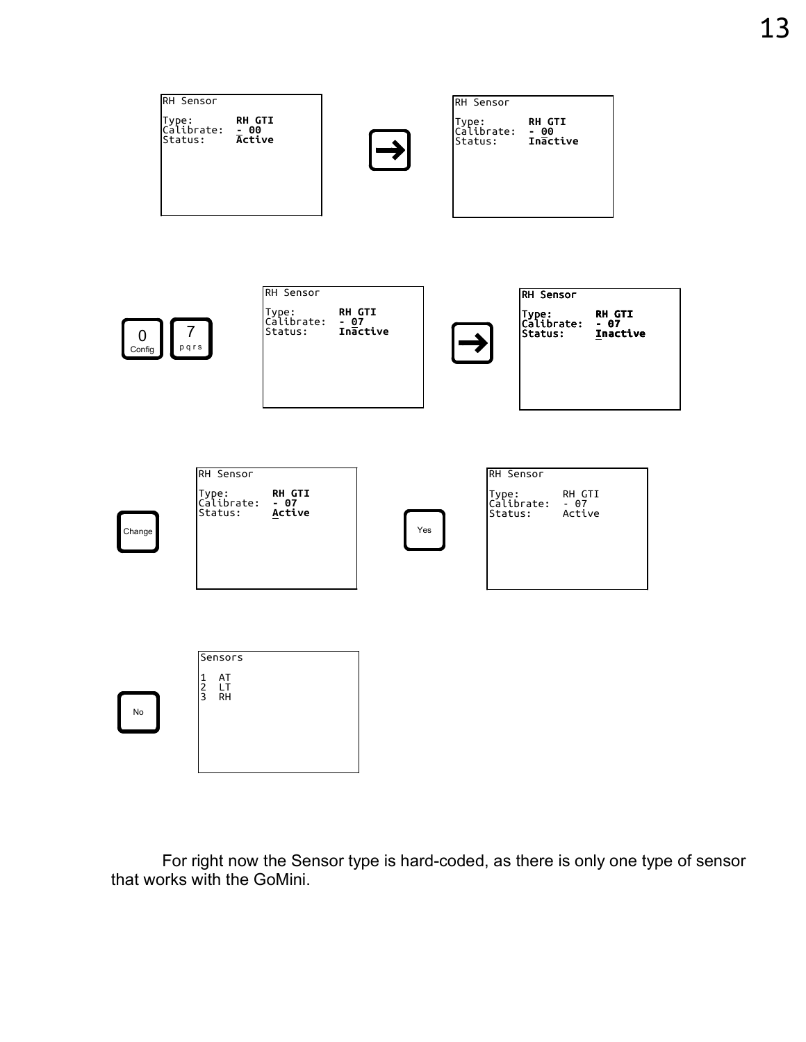```
RH Sensor

Type:       RH GTI
Calibrate:  - 00
Status:     Active
```

→

```
RH Sensor

Type:       RH GTI
Calibrate:  - 00
Status:     Inactive
```

0 Config, 7 pqrs

```
RH Sensor

Type:       RH GTI
Calibrate:  - 07
Status:     Inactive
```

→

```
RH Sensor

Type:       RH GTI
Calibrate:  - 07
Status:     Inactive
```

Change

```
RH Sensor

Type:       RH GTI
Calibrate:  - 07
Status:     Active
```

Yes

```
RH Sensor

Type:       RH GTI
Calibrate:  - 07
Status:     Active
```

No

```
Sensors

1  AT
2  LT
3  RH
```

For right now the Sensor type is hard-coded, as there is only one type of sensor that works with the GoMini.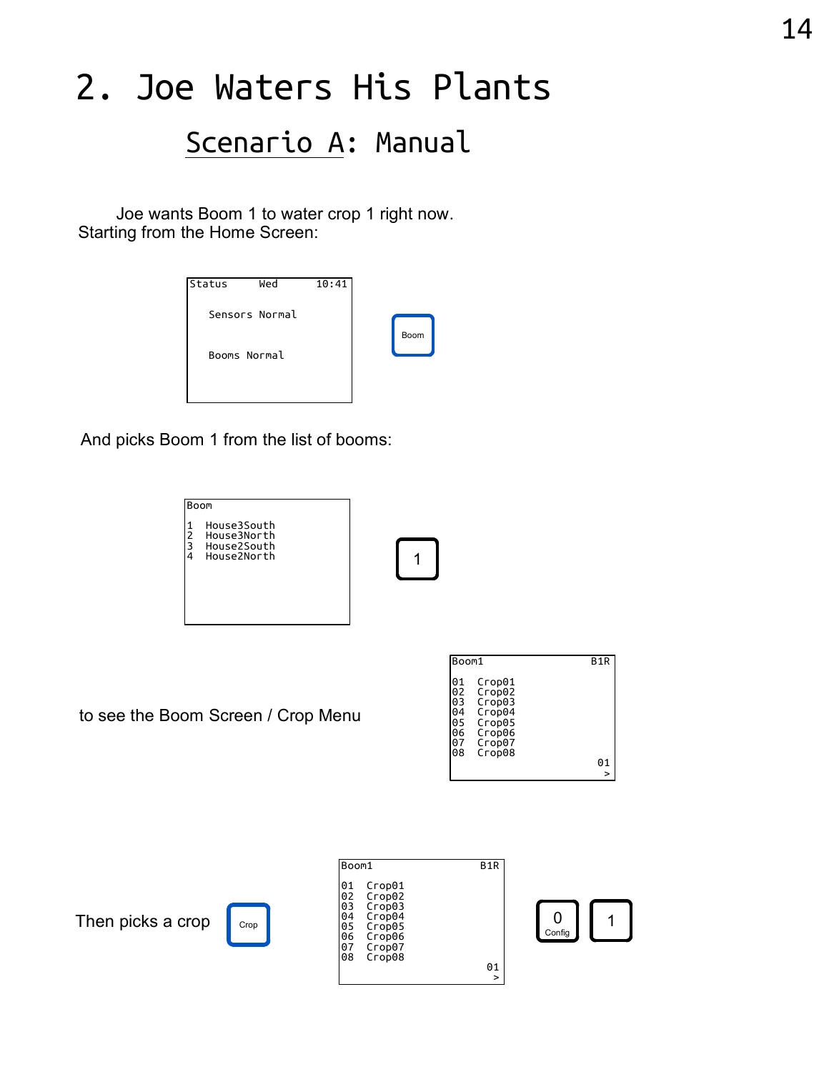# 2. Joe Waters His Plants

## Scenario A: Manual

Joe wants Boom 1 to water crop 1 right now.
Starting from the Home Screen:

```
Status     Wed        10:41

   Sensors Normal


   Booms Normal
```

[Boom]

And picks Boom 1 from the list of booms:

```
Boom

1  House3South
2  House3North
3  House2South
4  House2North
```

[1]

to see the Boom Screen / Crop Menu

```
Boom1                  B1R

01  Crop01
02  Crop02
03  Crop03
04  Crop04
05  Crop05
06  Crop06
07  Crop07
08  Crop08
                        01
                         >
```

Then picks a crop [Crop]

```
Boom1                  B1R

01  Crop01
02  Crop02
03  Crop03
04  Crop04
05  Crop05
06  Crop06
07  Crop07
08  Crop08
                        01
                         >
```

[0 Config] [1]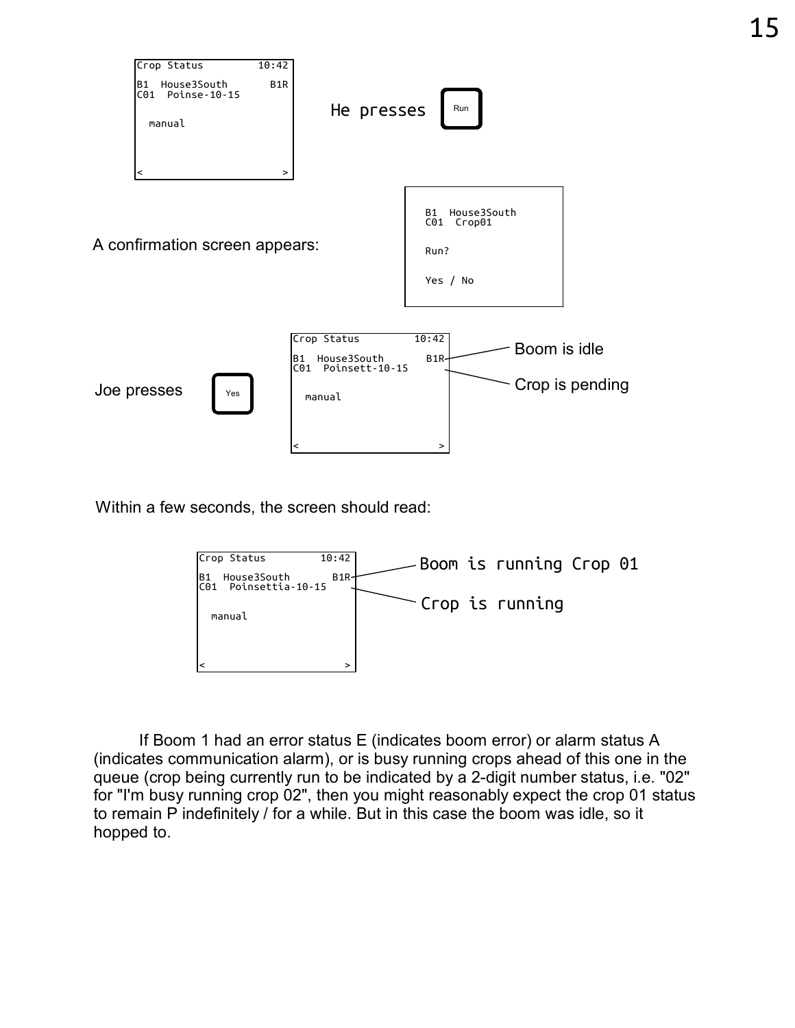```
Crop Status         10:42
B1  House3South       B1R
C01  Poinse-10-15

  manual

<                        >
```

He presses **Run**

A confirmation screen appears:

```
B1  House3South
C01  Crop01

Run?

Yes / No
```

Joe presses **Yes**

```
Crop Status         10:42
B1  House3South       B1R
C01  Poinsett-10-15

  manual

<                        >
```

Boom is idle

Crop is pending

Within a few seconds, the screen should read:

```
Crop Status         10:42
B1  House3South       B1R
C01  Poinsettia-10-15

  manual

<                        >
```

Boom is running Crop 01

Crop is running

If Boom 1 had an error status E (indicates boom error) or alarm status A (indicates communication alarm), or is busy running crops ahead of this one in the queue (crop being currently run to be indicated by a 2-digit number status, i.e. "02" for "I'm busy running crop 02", then you might reasonably expect the crop 01 status to remain P indefinitely / for a while. But in this case the boom was idle, so it hopped to.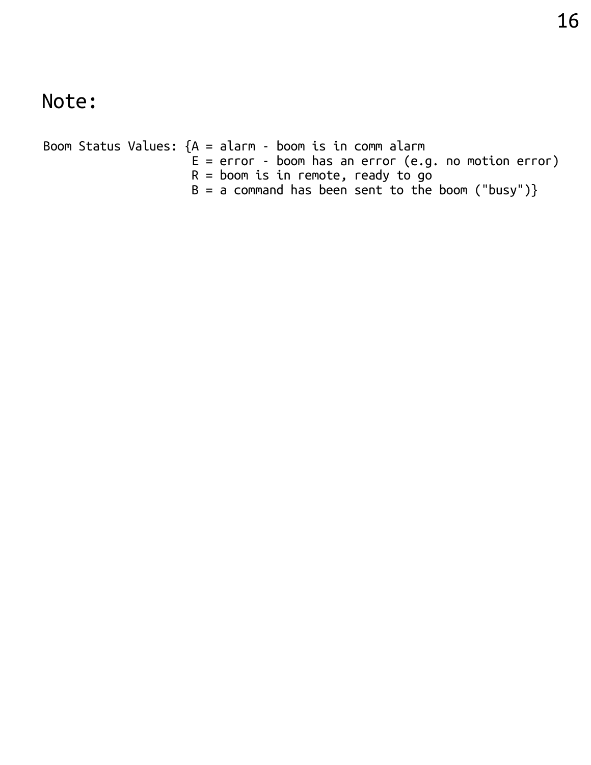# Note:

```
Boom Status Values: {A = alarm - boom is in comm alarm
                     E = error - boom has an error (e.g. no motion error)
                     R = boom is in remote, ready to go
                     B = a command has been sent to the boom ("busy")}
```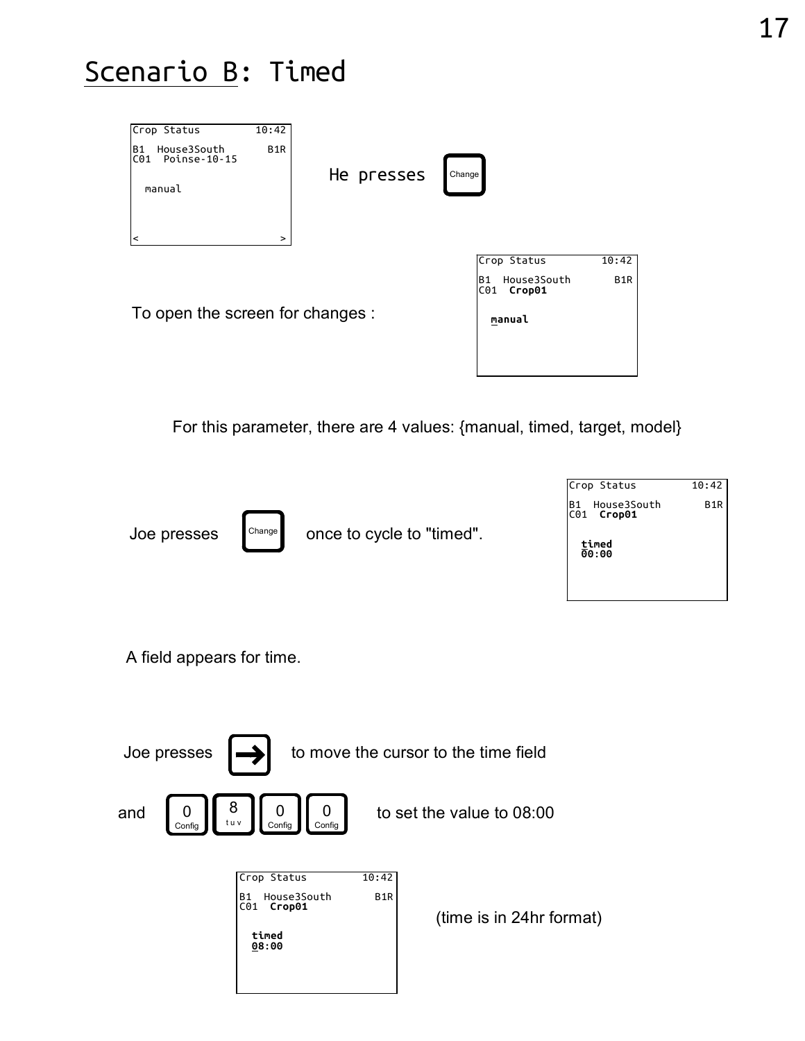# Scenario B: Timed

```
Crop Status        10:42

B1  House3South      B1R
C01  Poinse-10-15

  manual


<                      >
```

He presses [Change]

To open the screen for changes :

```
Crop Status        10:42

B1  House3South      B1R
C01  Crop01

  manual
```

For this parameter, there are 4 values: {manual, timed, target, model}

Joe presses [Change] once to cycle to "timed".

```
Crop Status        10:42

B1  House3South      B1R
C01  Crop01

  timed
  00:00
```

A field appears for time.

Joe presses [→] to move the cursor to the time field

and [0 Config] [8 tuv] [0 Config] [0 Config] to set the value to 08:00

```
Crop Status        10:42

B1  House3South      B1R
C01  Crop01

  timed
  08:00
```

(time is in 24hr format)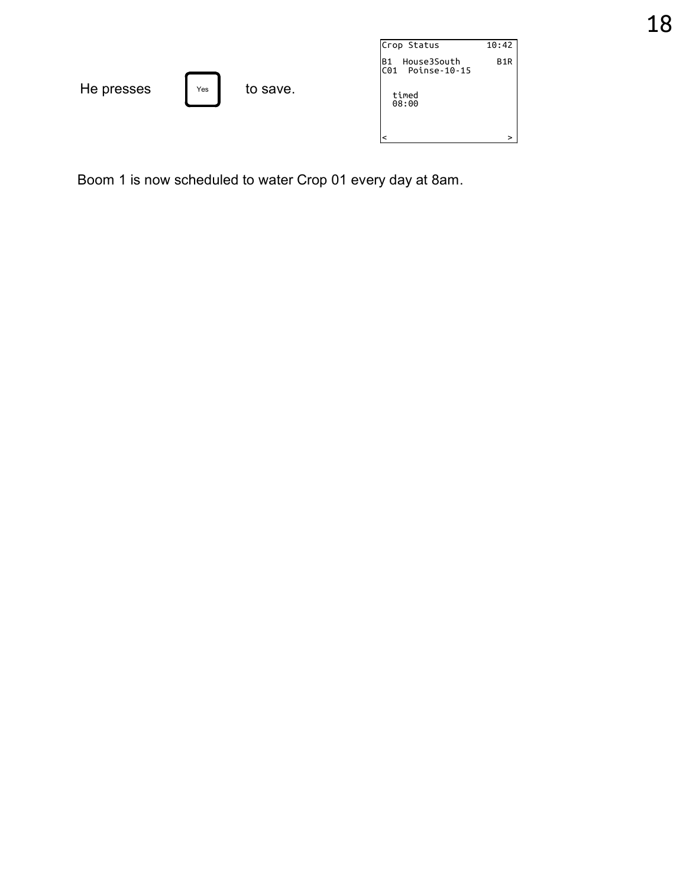He presses [Yes] to save.

```
Crop Status          10:42

B1  House3South        B1R
C01  Poinse-10-15


  timed
  08:00



<                        >
```

Boom 1 is now scheduled to water Crop 01 every day at 8am.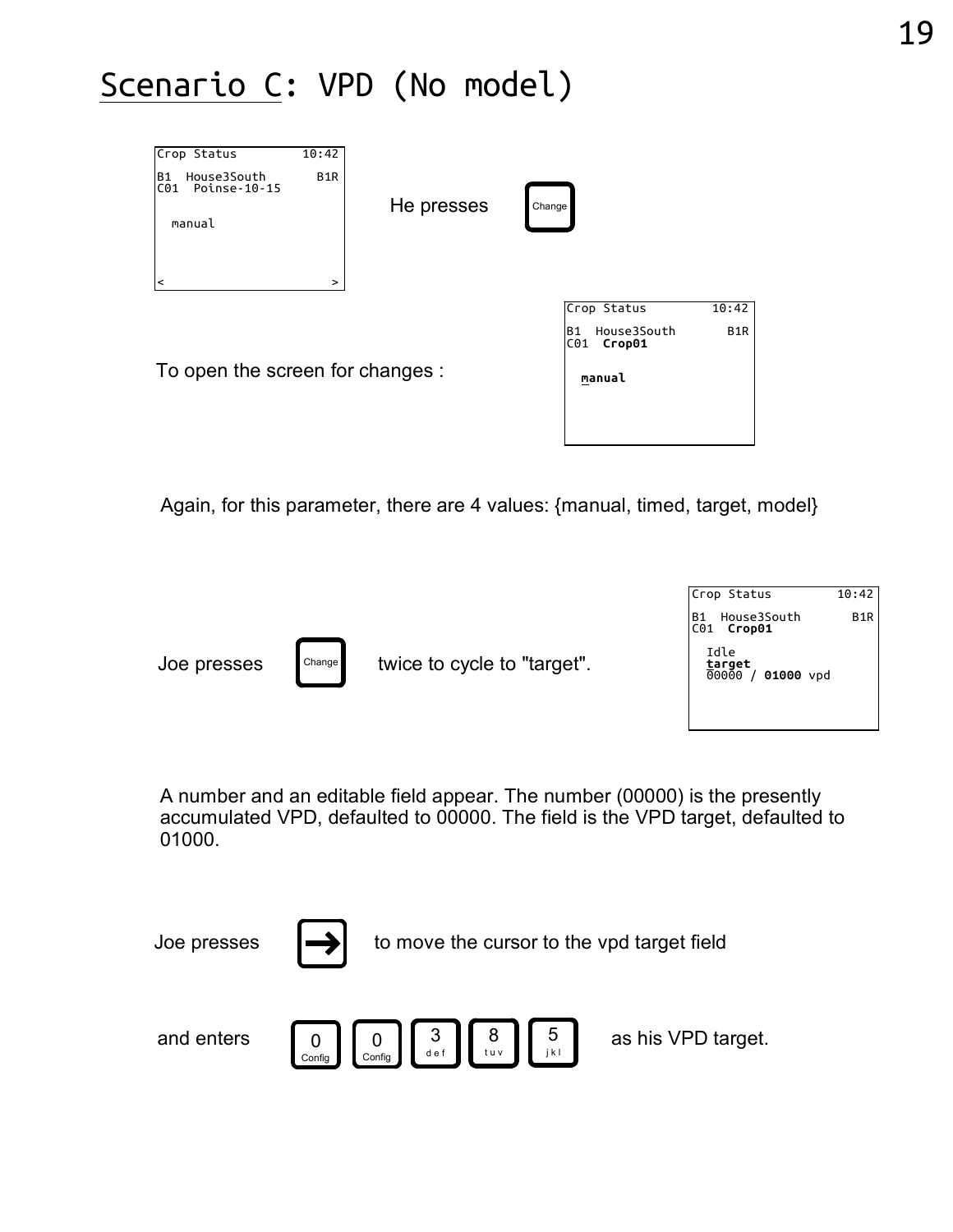# Scenario C: VPD (No model)

```
Crop Status        10:42
B1  House3South      B1R
C01  Poinse-10-15

  manual


<                      >
```

He presses [Change]

To open the screen for changes :

```
Crop Status        10:42
B1  House3South      B1R
C01  Crop01

  manual
```

Again, for this parameter, there are 4 values: {manual, timed, target, model}

Joe presses [Change] twice to cycle to "target".

```
Crop Status        10:42
B1  House3South      B1R
C01  Crop01

  Idle
  target
  00000 / 01000 vpd
```

A number and an editable field appear. The number (00000) is the presently accumulated VPD, defaulted to 00000. The field is the VPD target, defaulted to 01000.

Joe presses [→] to move the cursor to the vpd target field

and enters [0 Config] [0 Config] [3 def] [8 tuv] [5 jkl] as his VPD target.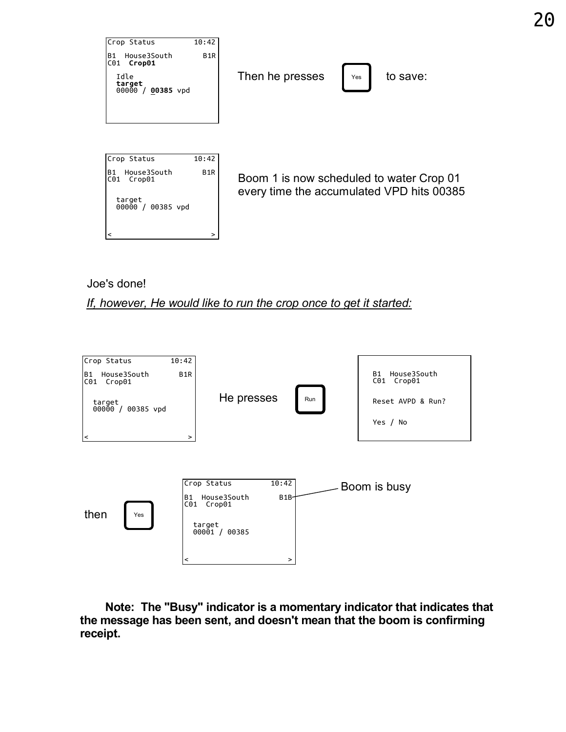```
Crop Status        10:42
B1  House3South       B1R
C01  Crop01

  Idle
  target
  00000 / 00385 vpd
```

Then he presses **Yes** to save:

```
Crop Status        10:42
B1  House3South       B1R
C01  Crop01

  target
  00000 / 00385 vpd

<                        >
```

Boom 1 is now scheduled to water Crop 01 every time the accumulated VPD hits 00385

Joe's done!

*If, however, He would like to run the crop once to get it started:*

```
Crop Status        10:42
B1  House3South       B1R
C01  Crop01

  target
  00000 / 00385 vpd

<                        >
```

He presses **Run**

```
  B1  House3South
  C01  Crop01

  Reset AVPD & Run?

  Yes / No
```

then **Yes**

```
Crop Status        10:42
B1  House3South       B1B
C01  Crop01

  target
  00001 / 00385

<                        >
```

Boom is busy (B1B)

**Note: The "Busy" indicator is a momentary indicator that indicates that the message has been sent, and doesn't mean that the boom is confirming receipt.**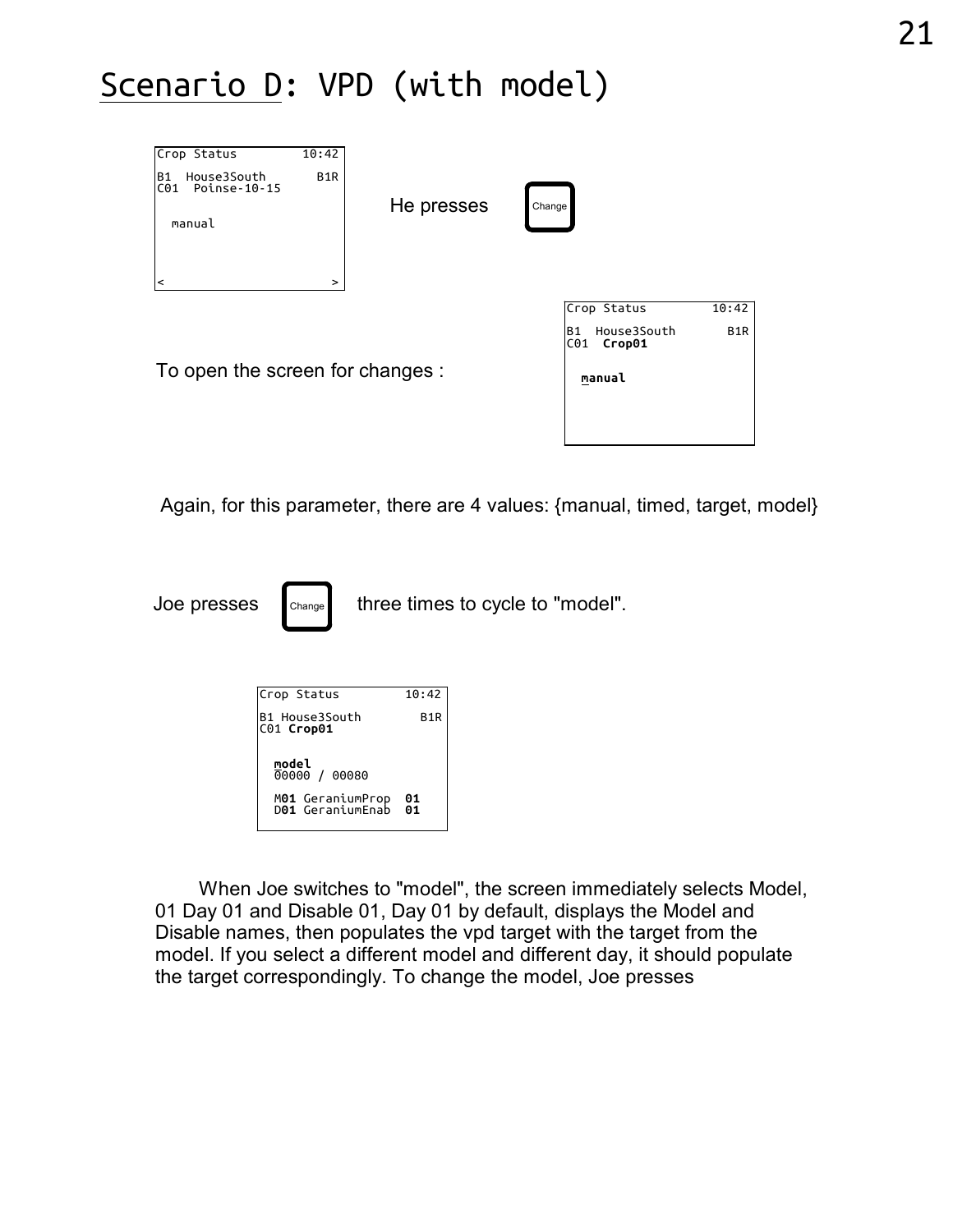# Scenario D: VPD (with model)

```
Crop Status        10:42

B1  House3South      B1R
C01  Poinse-10-15

  manual



<                      >
```

He presses [Change]

To open the screen for changes :

```
Crop Status        10:42

B1  House3South      B1R
C01  Crop01

  manual
```

Again, for this parameter, there are 4 values: {manual, timed, target, model}

Joe presses [Change] three times to cycle to "model".

```
Crop Status        10:42

B1 House3South       B1R
C01 Crop01


  model
  00000 / 00080

  M01 GeraniumProp  01
  D01 GeraniumEnab  01
```

When Joe switches to "model", the screen immediately selects Model, 01 Day 01 and Disable 01, Day 01 by default, displays the Model and Disable names, then populates the vpd target with the target from the model. If you select a different model and different day, it should populate the target correspondingly. To change the model, Joe presses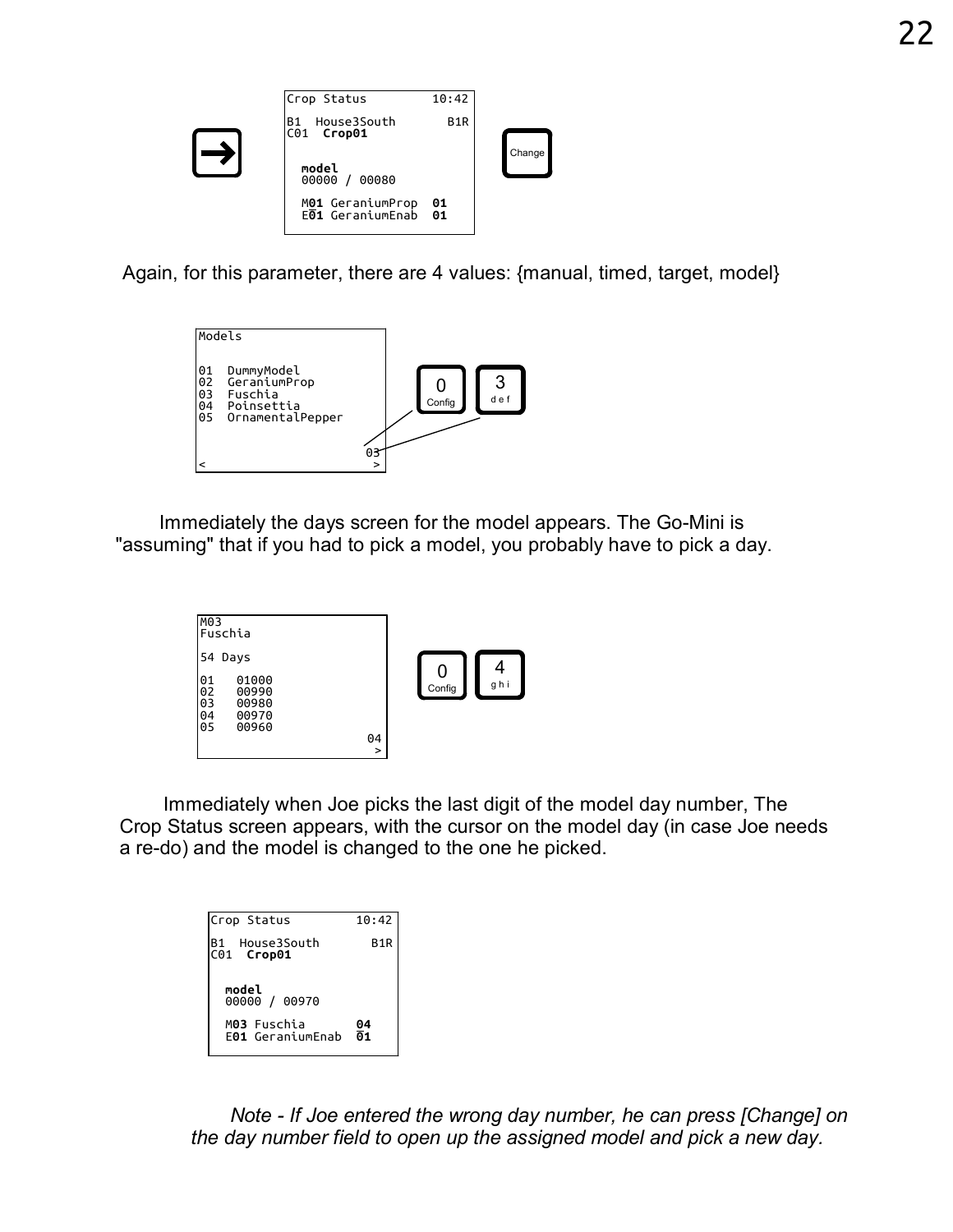```
Crop Status         10:42

B1  House3South       B1R
C01  Crop01

  model
  00000 / 00080

  M01 GeraniumProp  01
  E01 GeraniumEnab  01
```

[→] [Change]

Again, for this parameter, there are 4 values: {manual, timed, target, model}

```
Models

01  DummyModel
02  GeraniumProp
03  Fuschia
04  Poinsettia
05  OrnamentalPepper

                     03
<                     >
```

[0 Config] [3 def]

Immediately the days screen for the model appears. The Go-Mini is "assuming" that if you had to pick a model, you probably have to pick a day.

```
M03
Fuschia

54 Days

01   01000
02   00990
03   00980
04   00970
05   00960
                     04
                      >
```

[0 Config] [4 ghi]

Immediately when Joe picks the last digit of the model day number, The Crop Status screen appears, with the cursor on the model day (in case Joe needs a re-do) and the model is changed to the one he picked.

```
Crop Status         10:42

B1  House3South       B1R
C01  Crop01

  model
  00000 / 00970

  M03 Fuschia       04
  E01 GeraniumEnab  01
```

*Note - If Joe entered the wrong day number, he can press [Change] on the day number field to open up the assigned model and pick a new day.*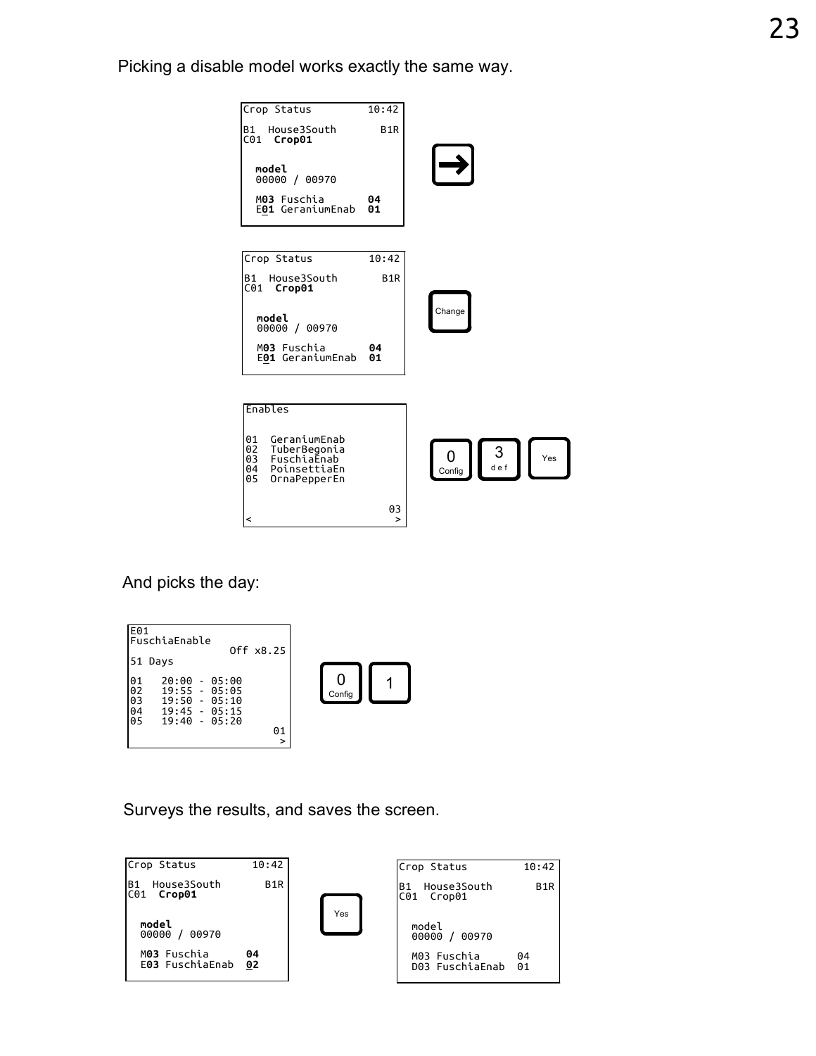Picking a disable model works exactly the same way.

```
Crop Status          10:42

B1  House3South       B1R
C01  Crop01

  model
  00000 / 00970

  M03 Fuschia        04
  E01 GeraniumEnab   01
```

→

```
Crop Status          10:42

B1  House3South       B1R
C01  Crop01

  model
  00000 / 00970

  M03 Fuschia        04
  E01 GeraniumEnab   01
```

Change

```
Enables


01  GeraniumEnab
02  TuberBegonia
03  FuschiaEnab
04  PoinsettiaEn
05  OrnaPepperEn


                       03
<                       >
```

0 Config | 3 def | Yes

And picks the day:

```
E01
FuschiaEnable
               Off x8.25
51 Days

01   20:00 - 05:00
02   19:55 - 05:05
03   19:50 - 05:10
04   19:45 - 05:15
05   19:40 - 05:20
                      01
                       >
```

0 Config | 1

Surveys the results, and saves the screen.

```
Crop Status          10:42

B1  House3South       B1R
C01  Crop01

  model
  00000 / 00970

  M03 Fuschia        04
  E03 FuschiaEnab    02
```

Yes

```
Crop Status          10:42

B1  House3South       B1R
C01  Crop01

  model
  00000 / 00970

  M03 Fuschia        04
  D03 FuschiaEnab    01
```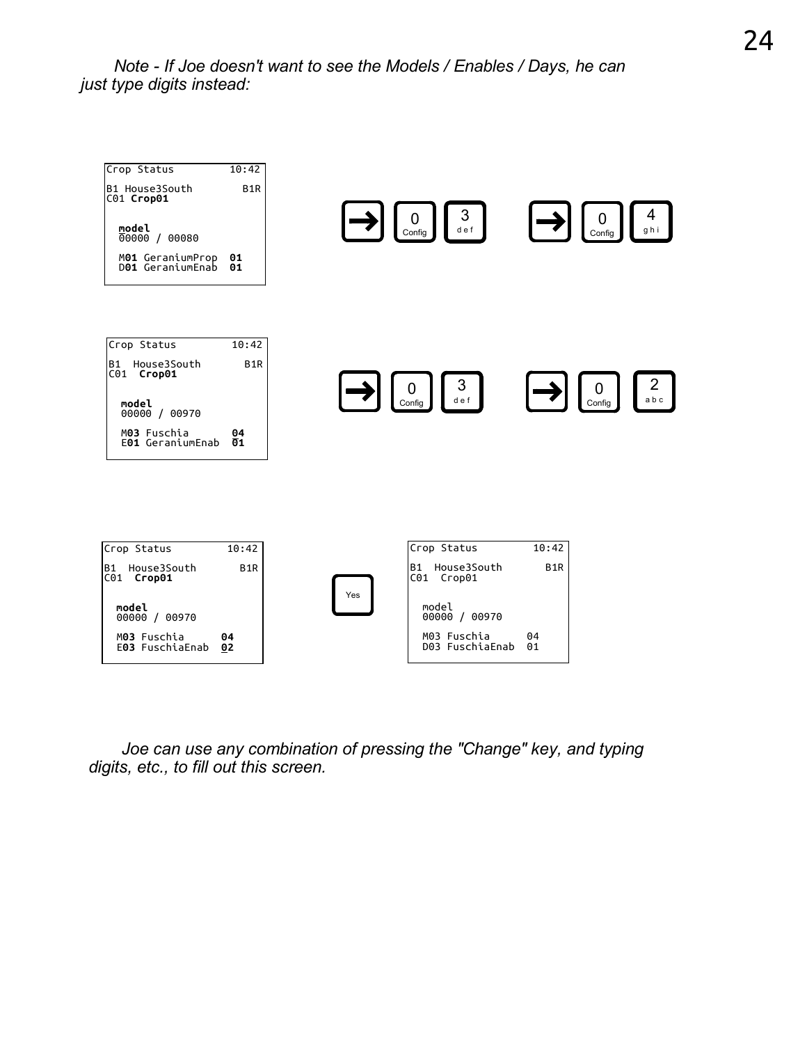*Note - If Joe doesn't want to see the Models / Enables / Days, he can just type digits instead:*

```
Crop Status         10:42
B1 House3South        B1R
C01 Crop01

  model
  00000 / 00080

  M01 GeraniumProp  01
  D01 GeraniumEnab  01
```

→ 0 (Config) 3 (def)    → 0 (Config) 4 (ghi)

```
Crop Status         10:42
B1  House3South       B1R
C01  Crop01

  model
  00000 / 00970

  M03 Fuschia       04
  E01 GeraniumEnab  01
```

→ 0 (Config) 3 (def)    → 0 (Config) 2 (abc)

```
Crop Status         10:42
B1  House3South       B1R
C01  Crop01

  model
  00000 / 00970

  M03 Fuschia       04
  E03 FuschiaEnab   02
```

Yes

```
Crop Status         10:42
B1  House3South       B1R
C01  Crop01

  model
  00000 / 00970

  M03 Fuschia       04
  D03 FuschiaEnab   01
```

*Joe can use any combination of pressing the "Change" key, and typing digits, etc., to fill out this screen.*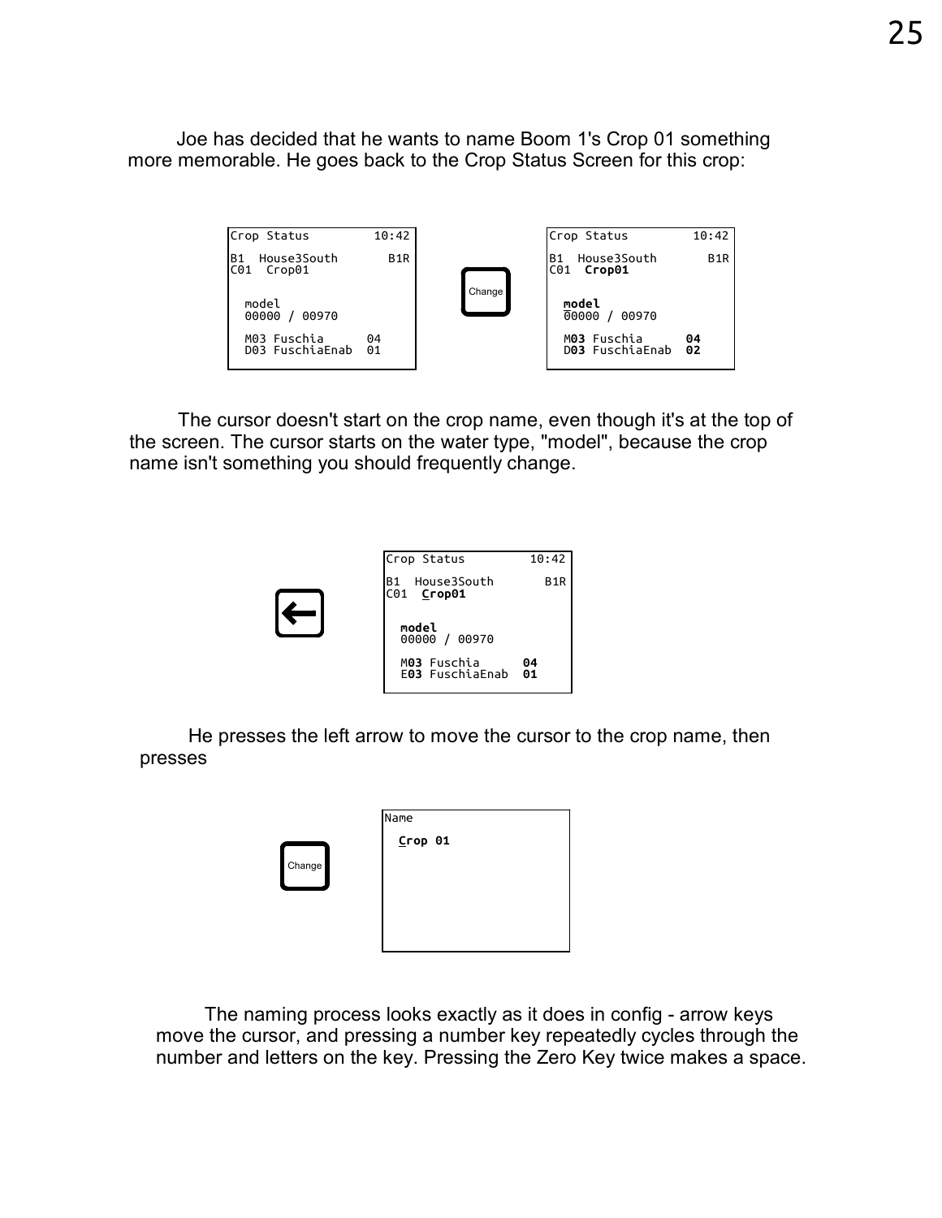Joe has decided that he wants to name Boom 1's Crop 01 something more memorable. He goes back to the Crop Status Screen for this crop:

```
Crop Status         10:42
B1  House3South       B1R
C01  Crop01

  model
  00000 / 00970

  M03 Fuschia      04
  D03 FuschiaEnab  01
```

[Change]

```
Crop Status         10:42
B1  House3South       B1R
C01  Crop01

  model
  00000 / 00970

  M03 Fuschia      04
  D03 FuschiaEnab  02
```

The cursor doesn't start on the crop name, even though it's at the top of the screen. The cursor starts on the water type, "model", because the crop name isn't something you should frequently change.

[←]

```
Crop Status         10:42
B1  House3South       B1R
C01  Crop01

  model
  00000 / 00970

  M03 Fuschia      04
  E03 FuschiaEnab  01
```

He presses the left arrow to move the cursor to the crop name, then presses

[Change]

```
Name
  Crop 01
```

The naming process looks exactly as it does in config - arrow keys move the cursor, and pressing a number key repeatedly cycles through the number and letters on the key. Pressing the Zero Key twice makes a space.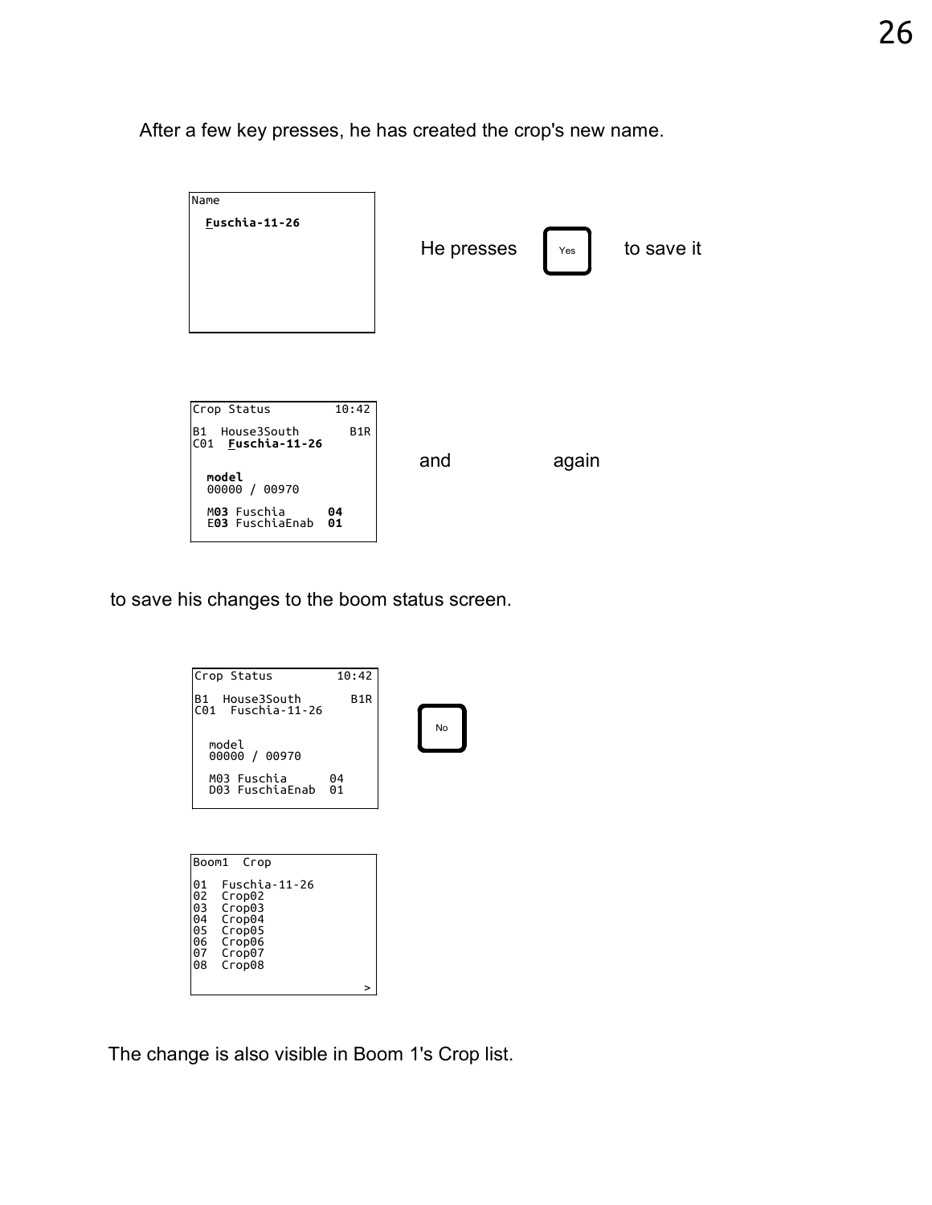After a few key presses, he has created the crop's new name.

```
Name
  Fuschia-11-26
```

He presses [Yes] to save it

```
Crop Status         10:42
B1  House3South       B1R
C01  Fuschia-11-26

  model
  00000 / 00970

  M03 Fuschia      04
  E03 FuschiaEnab  01
```

and again

to save his changes to the boom status screen.

```
Crop Status         10:42
B1  House3South       B1R
C01  Fuschia-11-26

  model
  00000 / 00970

  M03 Fuschia      04
  D03 FuschiaEnab  01
```

[No]

```
Boom1  Crop

01  Fuschia-11-26
02  Crop02
03  Crop03
04  Crop04
05  Crop05
06  Crop06
07  Crop07
08  Crop08
                        >
```

The change is also visible in Boom 1's Crop list.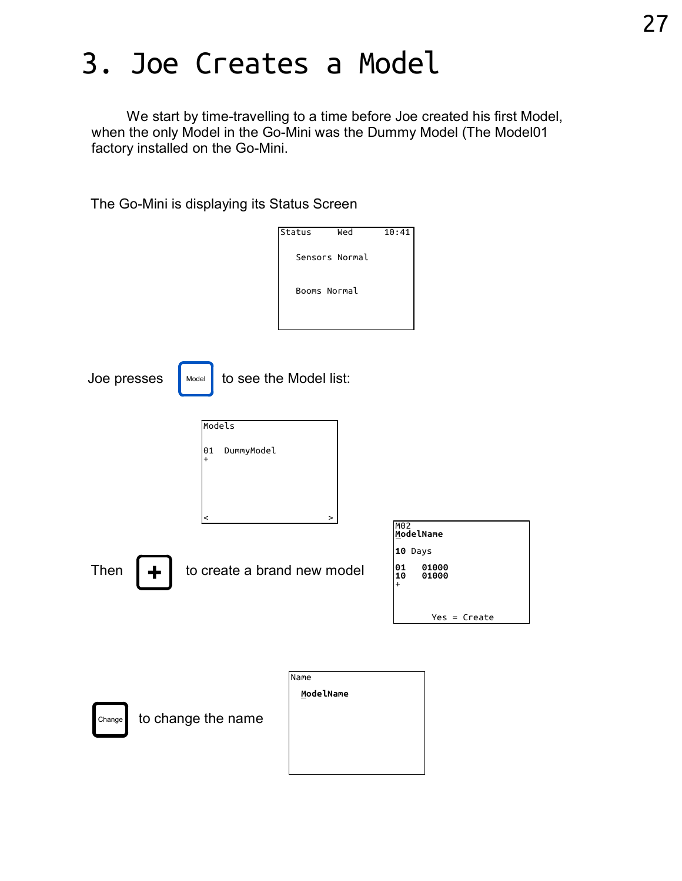# 3. Joe Creates a Model

We start by time-travelling to a time before Joe created his first Model, when the only Model in the Go-Mini was the Dummy Model (The Model01 factory installed on the Go-Mini.

The Go-Mini is displaying its Status Screen

```
Status     Wed       10:41

   Sensors Normal


   Booms Normal
```

Joe presses [Model] to see the Model list:

```
Models

01   DummyModel
+




<                         >
```

Then [+] to create a brand new model

```
M02
ModelName

10 Days

01    01000
10    01000
+


        Yes = Create
```

[Change] to change the name

```
Name
  ModelName
```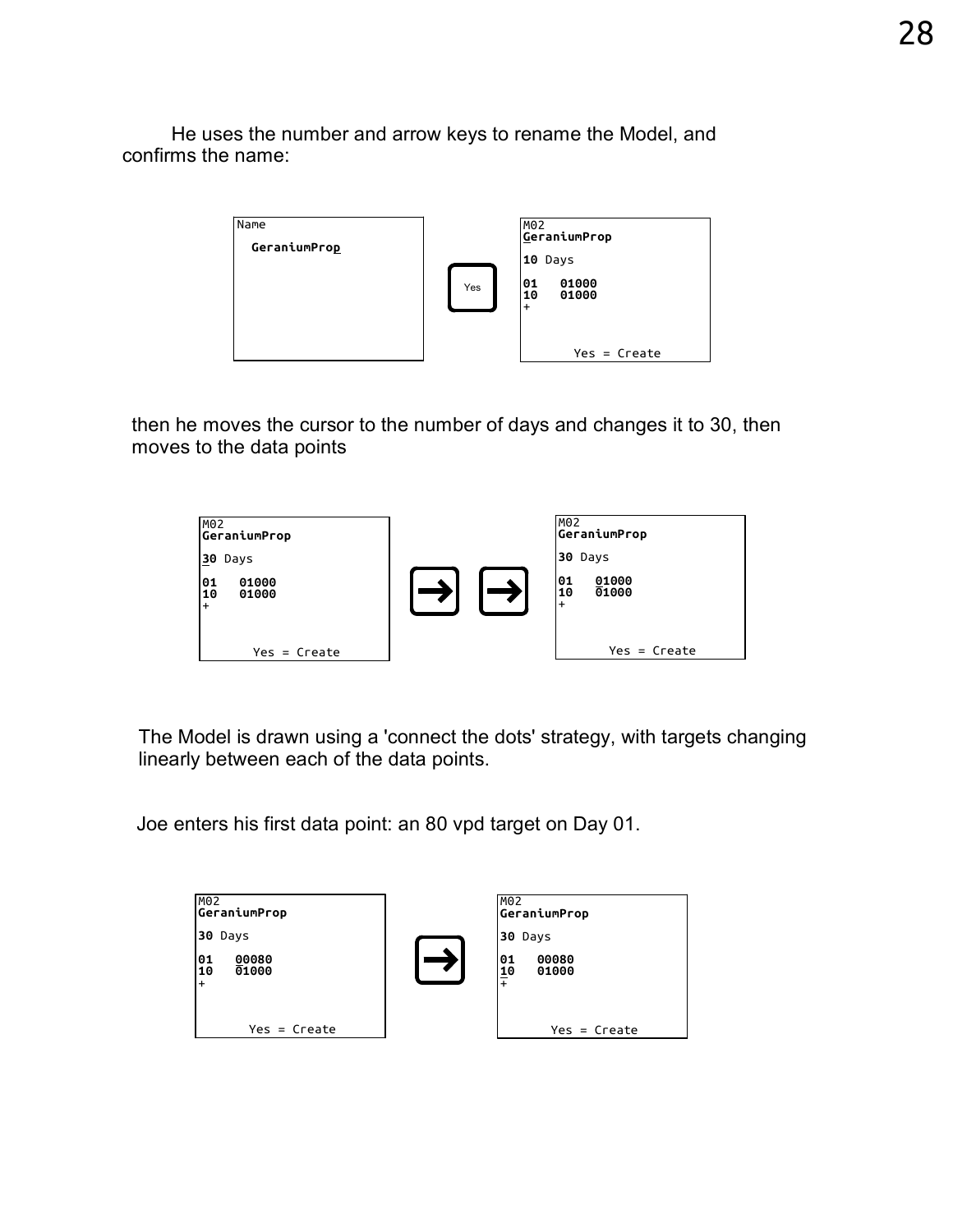He uses the number and arrow keys to rename the Model, and confirms the name:

```
Name
  GeraniumProp
```

[Yes]

```
M02
GeraniumProp

10 Days

01   01000
10   01000
+

       Yes = Create
```

then he moves the cursor to the number of days and changes it to 30, then moves to the data points

```
M02
GeraniumProp

30 Days

01   01000
10   01000
+

       Yes = Create
```

[→] [→]

```
M02
GeraniumProp

30 Days

01   01000
10   01000
+

       Yes = Create
```

The Model is drawn using a 'connect the dots' strategy, with targets changing linearly between each of the data points.

Joe enters his first data point: an 80 vpd target on Day 01.

```
M02
GeraniumProp

30 Days

01   00080
10   01000
+

       Yes = Create
```

[→]

```
M02
GeraniumProp

30 Days

01   00080
10   01000
+

       Yes = Create
```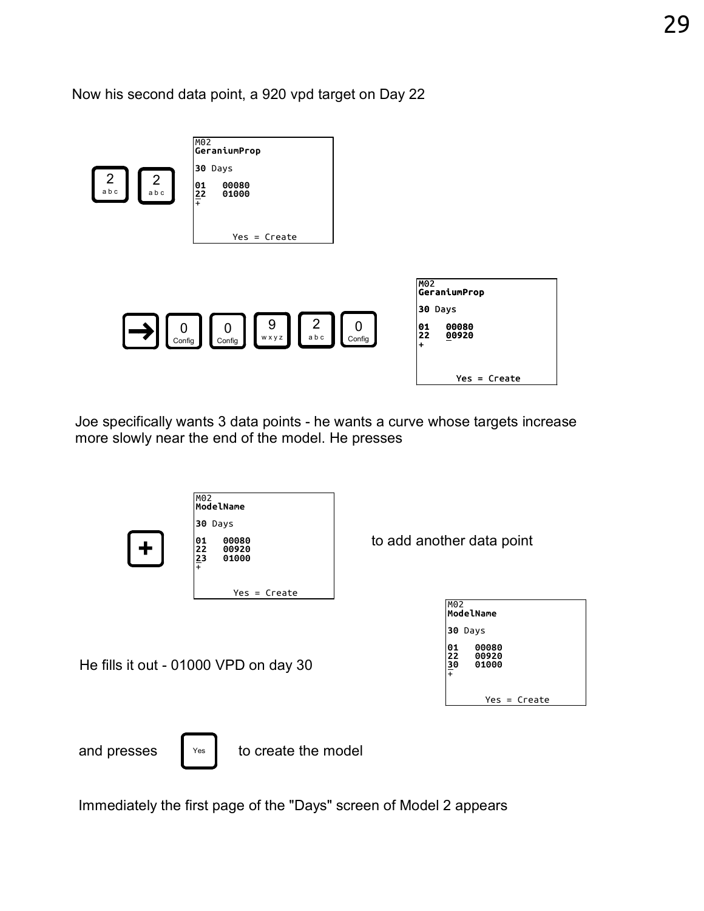Now his second data point, a 920 vpd target on Day 22

[2] [2]

```
M02
GeraniumProp

30 Days

01   00080
22   01000
+

       Yes = Create
```

[→] [0 Config] [0 Config] [9 wxyz] [2 abc] [0 Config]

```
M02
GeraniumProp

30 Days

01   00080
22   00920
+

       Yes = Create
```

Joe specifically wants 3 data points - he wants a curve whose targets increase more slowly near the end of the model. He presses

[+]

```
M02
ModelName

30 Days

01   00080
22   00920
23   01000
+

       Yes = Create
```

to add another data point

He fills it out - 01000 VPD on day 30

```
M02
ModelName

30 Days

01   00080
22   00920
30   01000
+

       Yes = Create
```

and presses [Yes] to create the model

Immediately the first page of the "Days" screen of Model 2 appears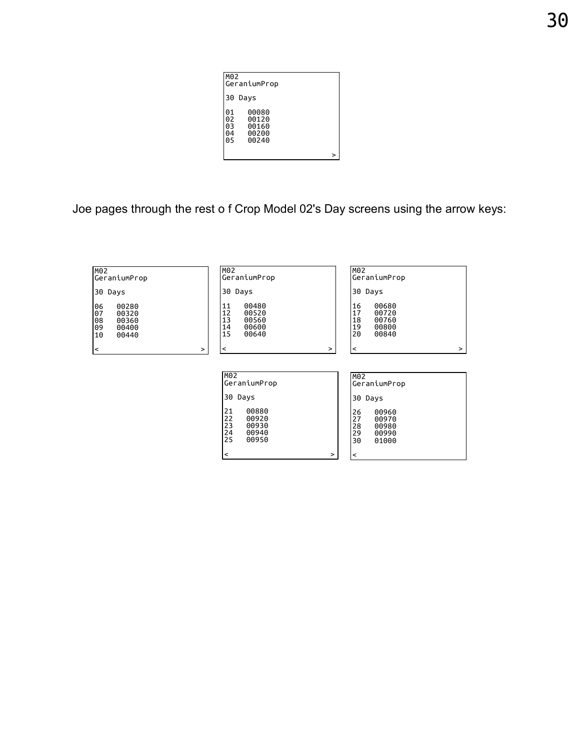```
M02
GeraniumProp

30 Days

01   00080
02   00120
03   00160
04   00200
05   00240

                        >
```

Joe pages through the rest o f Crop Model 02's Day screens using the arrow keys:

```
M02
GeraniumProp

30 Days

06   00280
07   00320
08   00360
09   00400
10   00440

<                       >
```

```
M02
GeraniumProp

30 Days

11   00480
12   00520
13   00560
14   00600
15   00640

<                       >
```

```
M02
GeraniumProp

30 Days

16   00680
17   00720
18   00760
19   00800
20   00840

<                       >
```

```
M02
GeraniumProp

30 Days

21   00880
22   00920
23   00930
24   00940
25   00950

<                       >
```

```
M02
GeraniumProp

30 Days

26   00960
27   00970
28   00980
29   00990
30   01000

<
```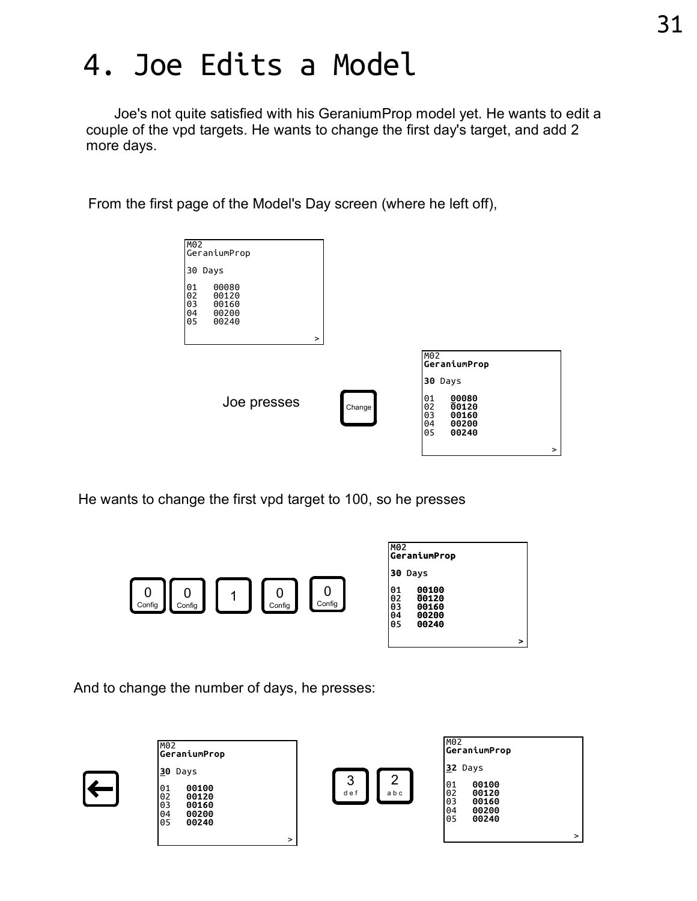# 4. Joe Edits a Model

Joe's not quite satisfied with his GeraniumProp model yet. He wants to edit a couple of the vpd targets. He wants to change the first day's target, and add 2 more days.

From the first page of the Model's Day screen (where he left off),

```
M02
GeraniumProp

30 Days

01   00080
02   00120
03   00160
04   00200
05   00240

                              >
```

Joe presses [Change]

```
M02
GeraniumProp

30 Days

01   00080
02   00120
03   00160
04   00200
05   00240

                              >
```

He wants to change the first vpd target to 100, so he presses

[0 Config] [0 Config] [1] [0 Config] [0 Config]

```
M02
GeraniumProp

30 Days

01   00100
02   00120
03   00160
04   00200
05   00240

                              >
```

And to change the number of days, he presses:

[←]

```
M02
GeraniumProp

30 Days

01   00100
02   00120
03   00160
04   00200
05   00240

                              >
```

[3 def] [2 abc]

```
M02
GeraniumProp

32 Days

01   00100
02   00120
03   00160
04   00200
05   00240

                              >
```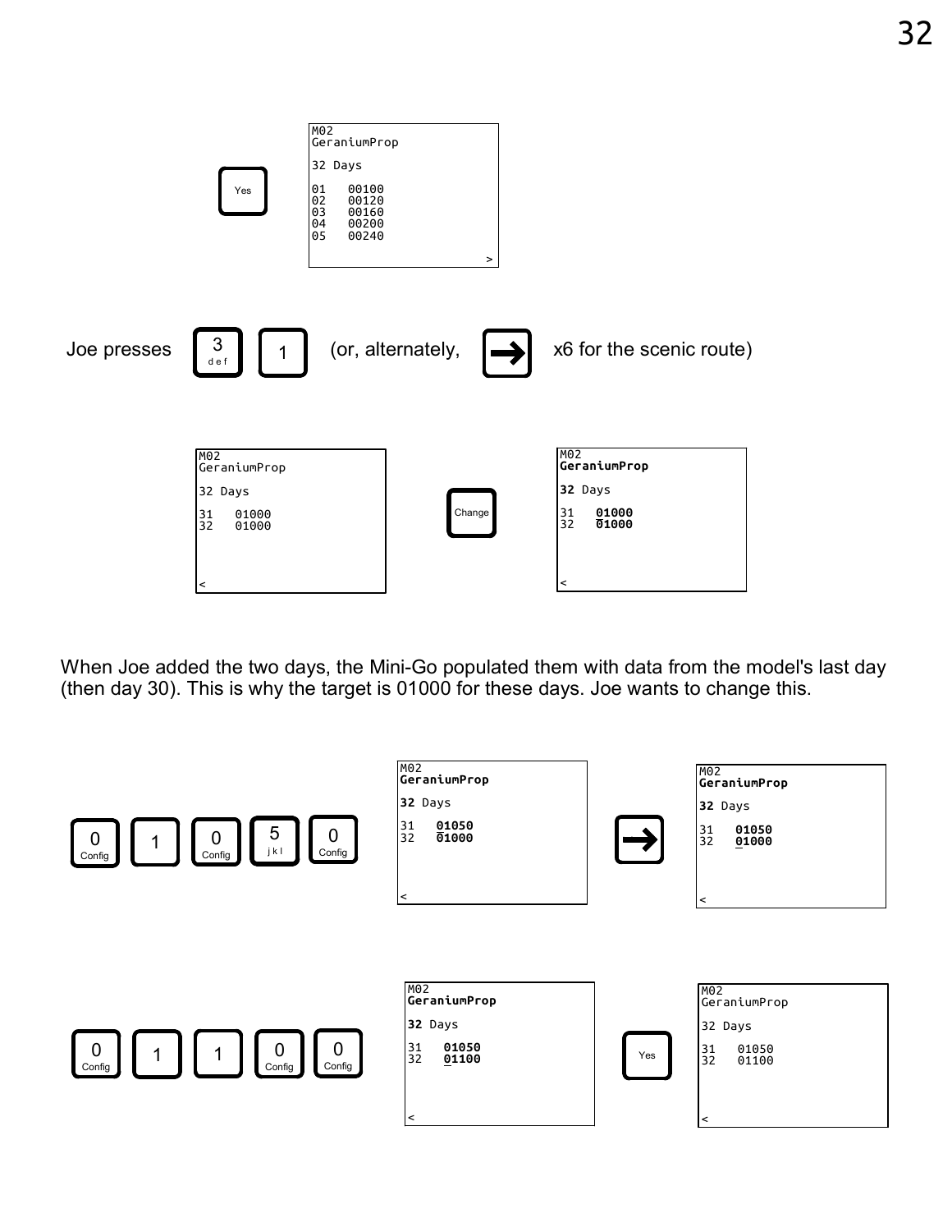[Yes]

```
M02
GeraniumProp

32 Days

01   00100
02   00120
03   00160
04   00200
05   00240

                    >
```

Joe presses [3 def] [1] (or, alternately, [→] x6 for the scenic route)

```
M02
GeraniumProp

32 Days

31   01000
32   01000


<
```

[Change]

```
M02
GeraniumProp

32 Days

31   01000
32   01000


<
```

When Joe added the two days, the Mini-Go populated them with data from the model's last day (then day 30). This is why the target is 01000 for these days. Joe wants to change this.

[0 Config] [1] [0 Config] [5 jkl] [0 Config]

```
M02
GeraniumProp

32 Days

31   01050
32   01000


<
```

[→]

```
M02
GeraniumProp

32 Days

31   01050
32   01000


<
```

[0 Config] [1] [1] [0 Config] [0 Config]

```
M02
GeraniumProp

32 Days

31   01050
32   01100


<
```

[Yes]

```
M02
GeraniumProp

32 Days

31   01050
32   01100


<
```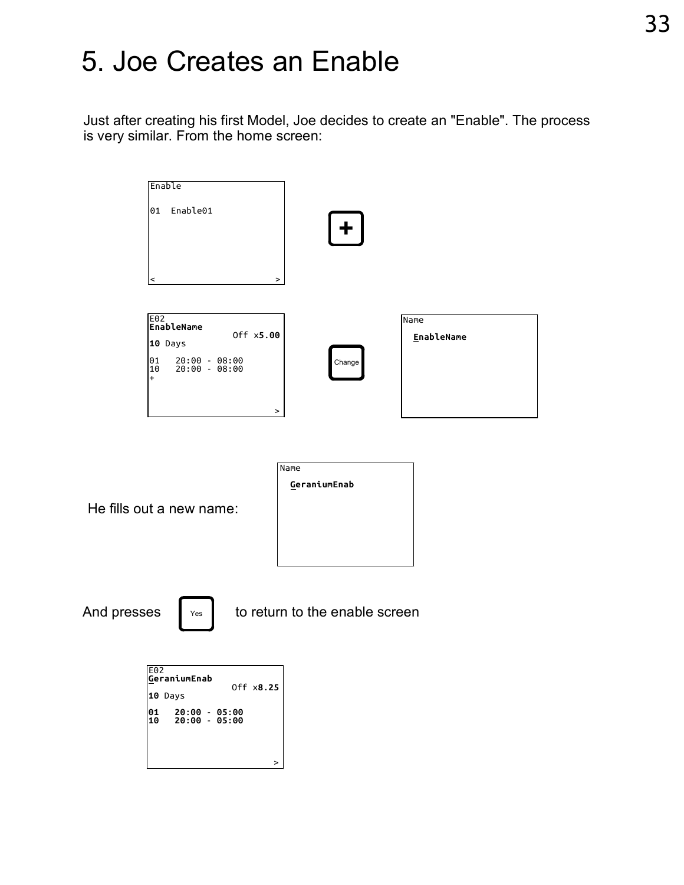# 5. Joe Creates an Enable

Just after creating his first Model, Joe decides to create an "Enable". The process is very similar. From the home screen:

```
Enable

01  Enable01





<                        >
```

+

```
E02
EnableName
                Off x5.00
10 Days

01   20:00 - 08:00
10   20:00 - 08:00
+


                         >
```

Change

```
Name

  EnableName
```

He fills out a new name:

```
Name

  GeraniumEnab
```

And presses Yes to return to the enable screen

```
E02
GeraniumEnab
                Off x8.25
10 Days

01   20:00 - 05:00
10   20:00 - 05:00



                         >
```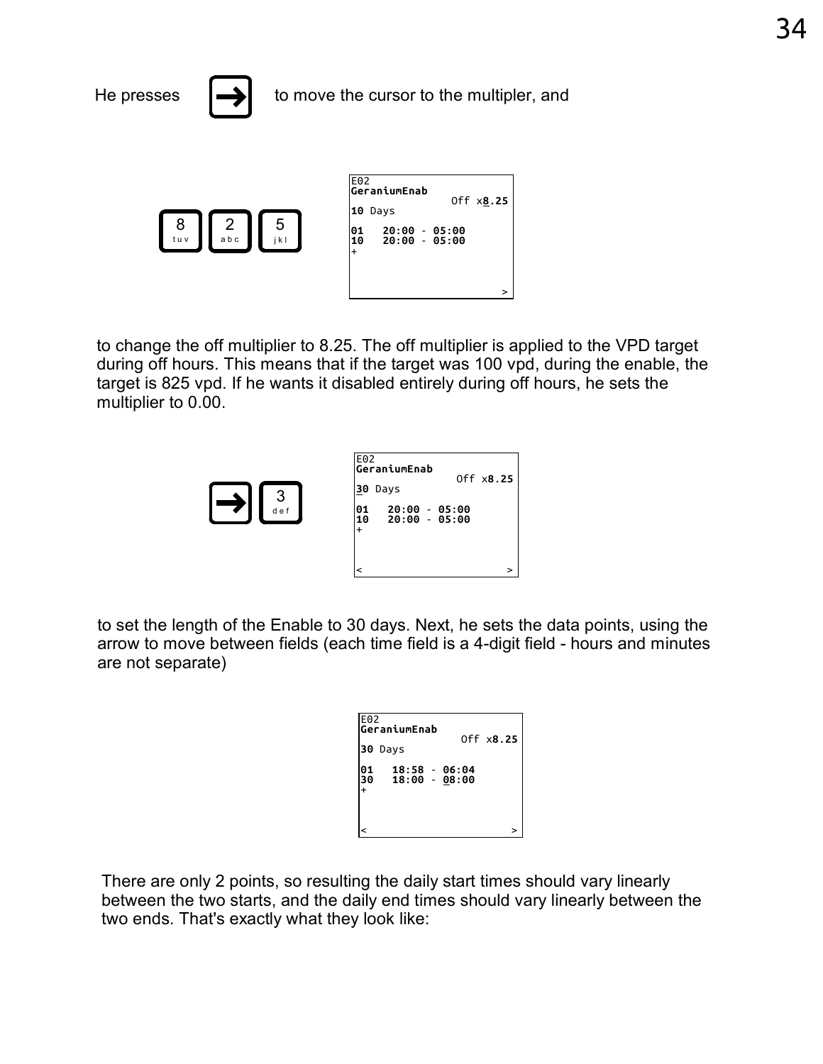He presses [→] to move the cursor to the multipler, and

[8] [2] [5]

```
E02
GeraniumEnab
                 Off x8.25
10 Days

01   20:00 - 05:00
10   20:00 - 05:00
+

                         >
```

to change the off multiplier to 8.25. The off multiplier is applied to the VPD target during off hours. This means that if the target was 100 vpd, during the enable, the target is 825 vpd. If he wants it disabled entirely during off hours, he sets the multiplier to 0.00.

[→] [3]

```
E02
GeraniumEnab
                 Off x8.25
30 Days

01   20:00 - 05:00
10   20:00 - 05:00
+

<                        >
```

to set the length of the Enable to 30 days. Next, he sets the data points, using the arrow to move between fields (each time field is a 4-digit field - hours and minutes are not separate)

```
E02
GeraniumEnab
                 Off x8.25
30 Days

01   18:58 - 06:04
30   18:00 - 08:00
+

<                        >
```

There are only 2 points, so resulting the daily start times should vary linearly between the two starts, and the daily end times should vary linearly between the two ends. That's exactly what they look like: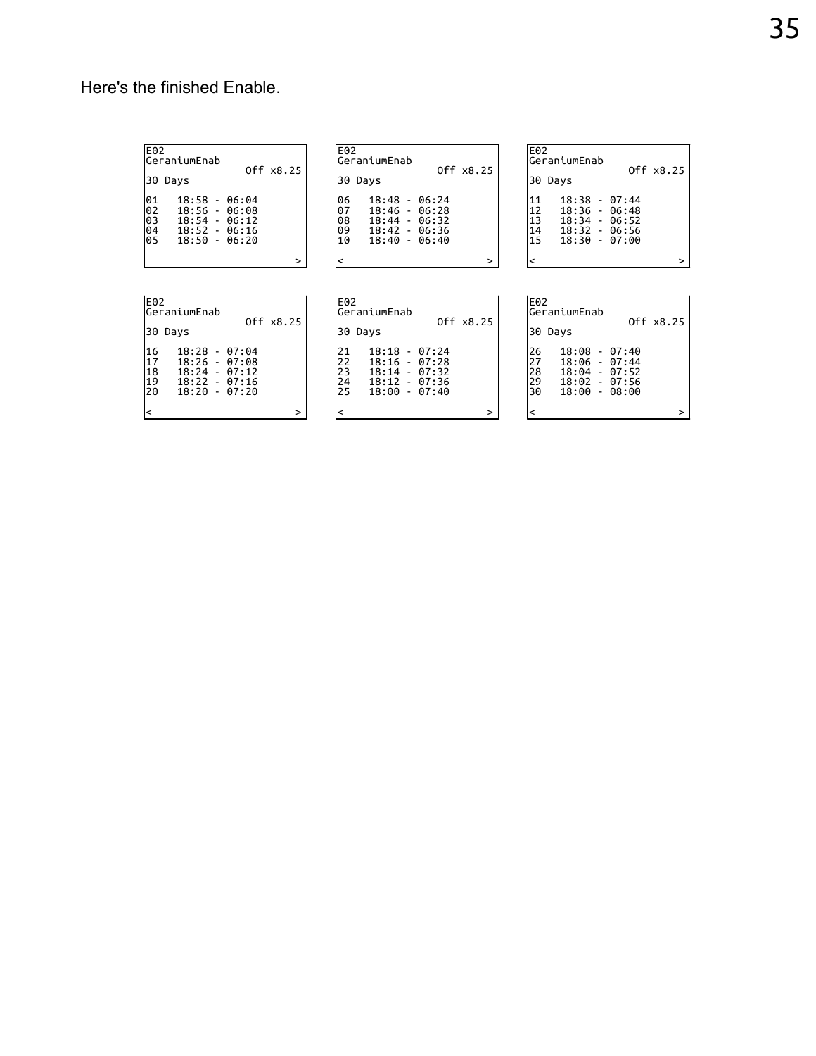Here's the finished Enable.

```
E02
GeraniumEnab
                Off x8.25
30 Days

01   18:58 - 06:04
02   18:56 - 06:08
03   18:54 - 06:12
04   18:52 - 06:16
05   18:50 - 06:20

                        >
```

```
E02
GeraniumEnab
                Off x8.25
30 Days

06   18:48 - 06:24
07   18:46 - 06:28
08   18:44 - 06:32
09   18:42 - 06:36
10   18:40 - 06:40

<                       >
```

```
E02
GeraniumEnab
                Off x8.25
30 Days

11   18:38 - 07:44
12   18:36 - 06:48
13   18:34 - 06:52
14   18:32 - 06:56
15   18:30 - 07:00

<                       >
```

```
E02
GeraniumEnab
                Off x8.25
30 Days

16   18:28 - 07:04
17   18:26 - 07:08
18   18:24 - 07:12
19   18:22 - 07:16
20   18:20 - 07:20

<                       >
```

```
E02
GeraniumEnab
                Off x8.25
30 Days

21   18:18 - 07:24
22   18:16 - 07:28
23   18:14 - 07:32
24   18:12 - 07:36
25   18:00 - 07:40

<                       >
```

```
E02
GeraniumEnab
                Off x8.25
30 Days

26   18:08 - 07:40
27   18:06 - 07:44
28   18:04 - 07:52
29   18:02 - 07:56
30   18:00 - 08:00

<                       >
```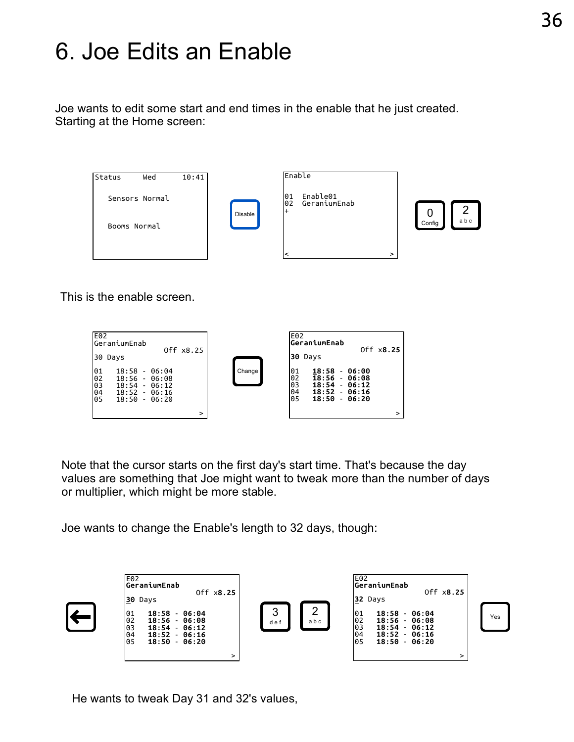# 6. Joe Edits an Enable

Joe wants to edit some start and end times in the enable that he just created. Starting at the Home screen:

```
Status      Wed       10:41

   Sensors Normal


   Booms Normal
```

Disable

```
Enable

01  Enable01
02  GeraniumEnab
+



<                          >
```

0 Config 2 abc

This is the enable screen.

```
E02
GeraniumEnab
                 Off x8.25
30 Days

01    18:58 - 06:04
02    18:56 - 06:08
03    18:54 - 06:12
04    18:52 - 06:16
05    18:50 - 06:20

                          >
```

Change

```
E02
GeraniumEnab
                 Off x8.25
30 Days

01    18:58 - 06:00
02    18:56 - 06:08
03    18:54 - 06:12
04    18:52 - 06:16
05    18:50 - 06:20

                          >
```

Note that the cursor starts on the first day's start time. That's because the day values are something that Joe might want to tweak more than the number of days or multiplier, which might be more stable.

Joe wants to change the Enable's length to 32 days, though:

←

```
E02
GeraniumEnab
                 Off x8.25
30 Days

01    18:58 - 06:04
02    18:56 - 06:08
03    18:54 - 06:12
04    18:52 - 06:16
05    18:50 - 06:20

                          >
```

3 def 2 abc

```
E02
GeraniumEnab
                 Off x8.25
32 Days

01    18:58 - 06:04
02    18:56 - 06:08
03    18:54 - 06:12
04    18:52 - 06:16
05    18:50 - 06:20

                          >
```

Yes

He wants to tweak Day 31 and 32's values,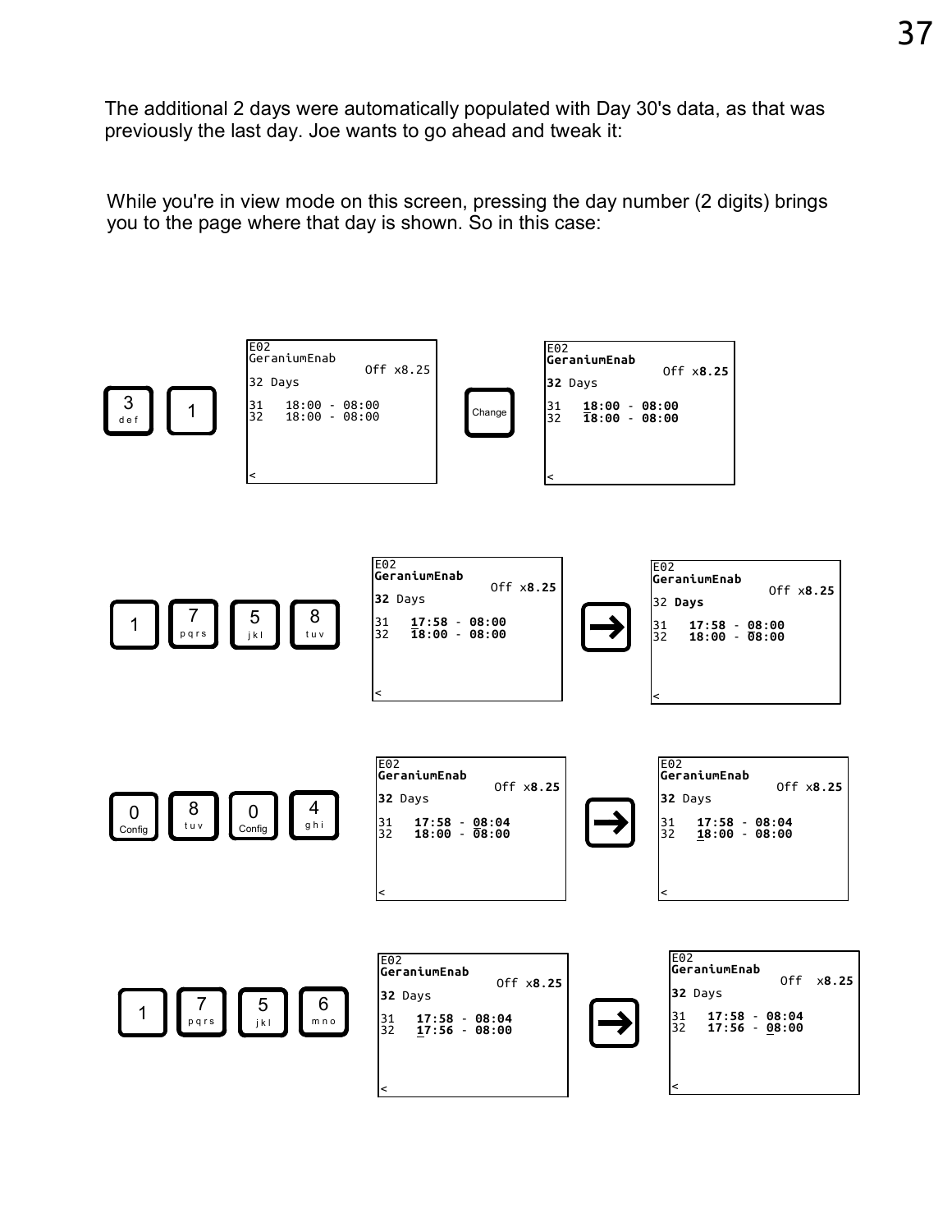The additional 2 days were automatically populated with Day 30's data, as that was previously the last day. Joe wants to go ahead and tweak it:

While you're in view mode on this screen, pressing the day number (2 digits) brings you to the page where that day is shown. So in this case:

3 1

```
E02
GeraniumEnab
              Off x8.25
32 Days

31   18:00 - 08:00
32   18:00 - 08:00



<
```

Change

```
E02
GeraniumEnab
              Off x8.25
32 Days

31   18:00 - 08:00
32   18:00 - 08:00



<
```

1 7 5 8

```
E02
GeraniumEnab
              Off x8.25
32 Days

31   17:58 - 08:00
32   18:00 - 08:00



<
```

→

```
E02
GeraniumEnab
              Off x8.25
32 Days

31   17:58 - 08:00
32   18:00 - 08:00



<
```

0 8 0 4

```
E02
GeraniumEnab
              Off x8.25
32 Days

31   17:58 - 08:04
32   18:00 - 08:00



<
```

→

```
E02
GeraniumEnab
              Off x8.25
32 Days

31   17:58 - 08:04
32   18:00 - 08:00



<
```

1 7 5 6

```
E02
GeraniumEnab
              Off x8.25
32 Days

31   17:58 - 08:04
32   17:56 - 08:00



<
```

→

```
E02
GeraniumEnab
              Off x8.25
32 Days

31   17:58 - 08:04
32   17:56 - 08:00



<
```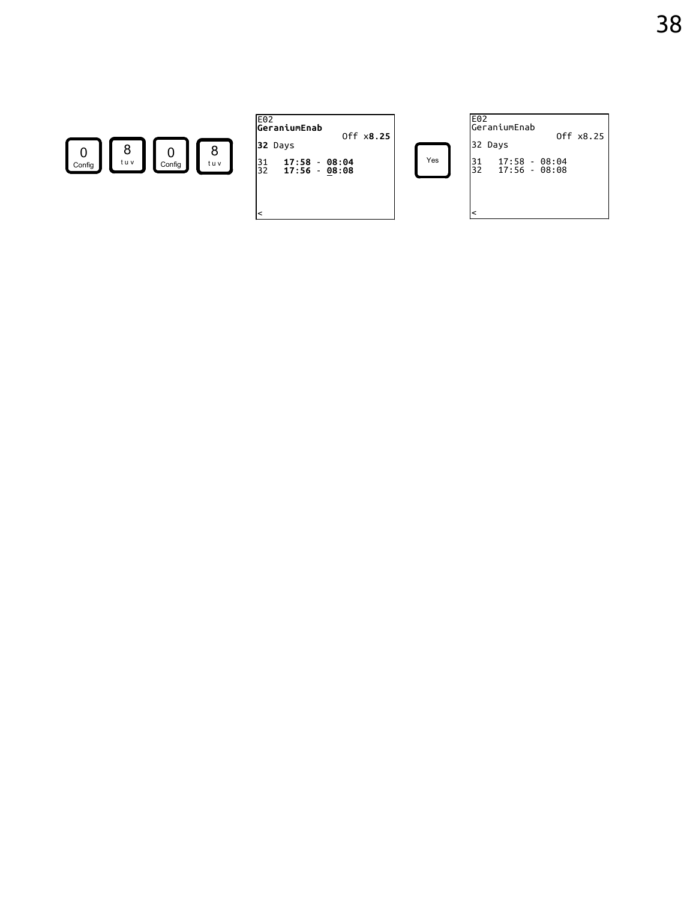0 Config 8 tuv 0 Config 8 tuv

```
E02
GeraniumEnab
                Off x8.25
32 Days

31   17:58 - 08:04
32   17:56 - 08:08



<
```

Yes

```
E02
GeraniumEnab
                Off x8.25
32 Days

31   17:58 - 08:04
32   17:56 - 08:08



<
```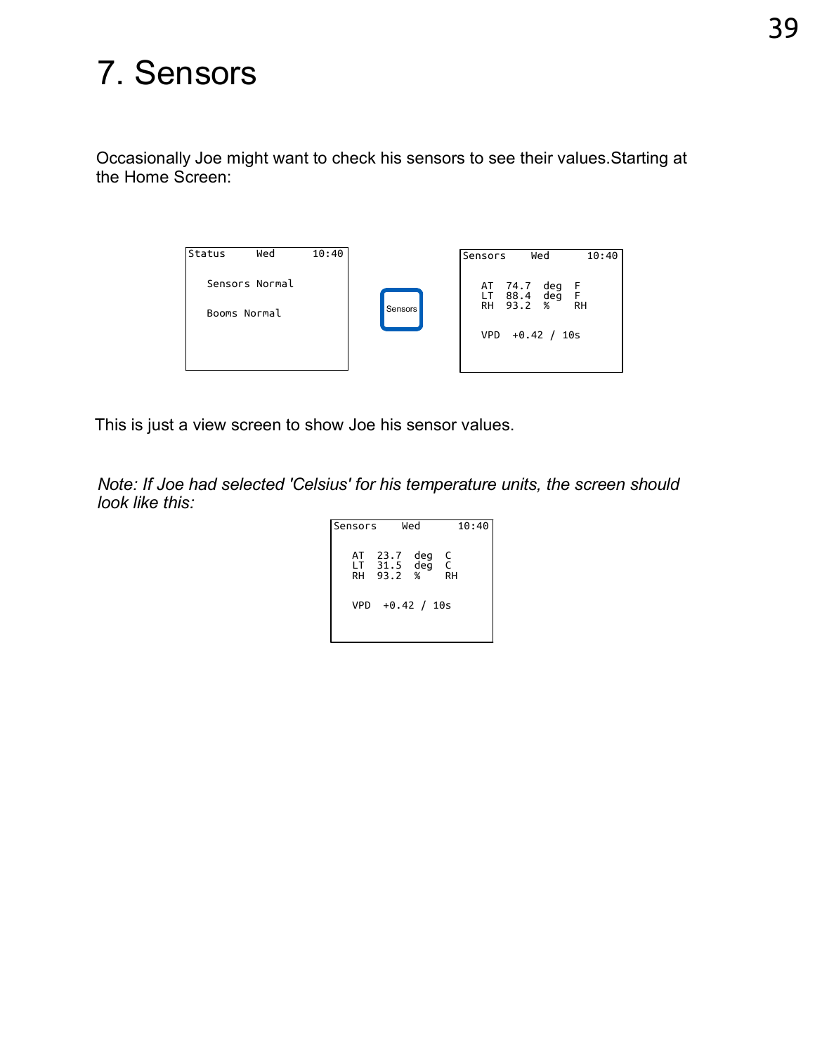# 7. Sensors

Occasionally Joe might want to check his sensors to see their values.Starting at the Home Screen:

```
Status      Wed       10:40

   Sensors Normal

   Booms Normal
```

Sensors

```
Sensors    Wed       10:40

   AT  74.7  deg  F
   LT  88.4  deg  F
   RH  93.2  %    RH

   VPD  +0.42 / 10s
```

This is just a view screen to show Joe his sensor values.

*Note: If Joe had selected 'Celsius' for his temperature units, the screen should look like this:*

```
Sensors    Wed       10:40

   AT  23.7  deg  C
   LT  31.5  deg  C
   RH  93.2  %    RH

   VPD  +0.42 / 10s
```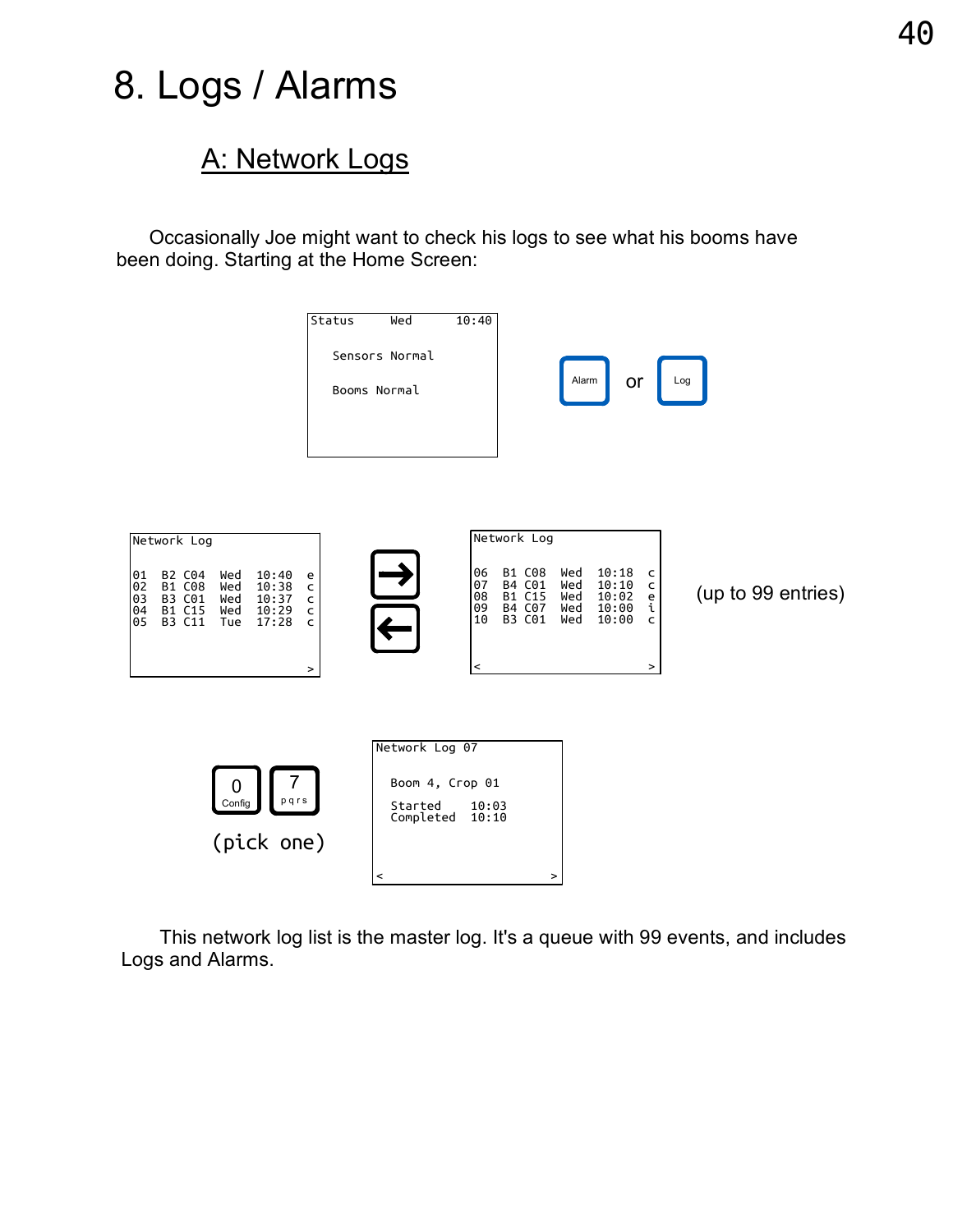# 8. Logs / Alarms

## A: Network Logs

Occasionally Joe might want to check his logs to see what his booms have been doing. Starting at the Home Screen:

```
Status      Wed        10:40

   Sensors Normal

   Booms Normal
```

Alarm or Log

```
Network Log

01  B2 C04  Wed   10:40  e
02  B1 C08  Wed   10:38  c
03  B3 C01  Wed   10:37  c
04  B1 C15  Wed   10:29  c
05  B3 C11  Tue   17:28  c

                         >
```

→ ←

```
Network Log

06  B1 C08  Wed   10:18  c
07  B4 C01  Wed   10:10  c
08  B1 C15  Wed   10:02  e
09  B4 C07  Wed   10:00  i
10  B3 C01  Wed   10:00  c

<                        >
```

(up to 99 entries)

0 Config 7 pqrs

(pick one)

```
Network Log 07

  Boom 4, Crop 01

  Started      10:03
  Completed    10:10

<                        >
```

This network log list is the master log. It's a queue with 99 events, and includes Logs and Alarms.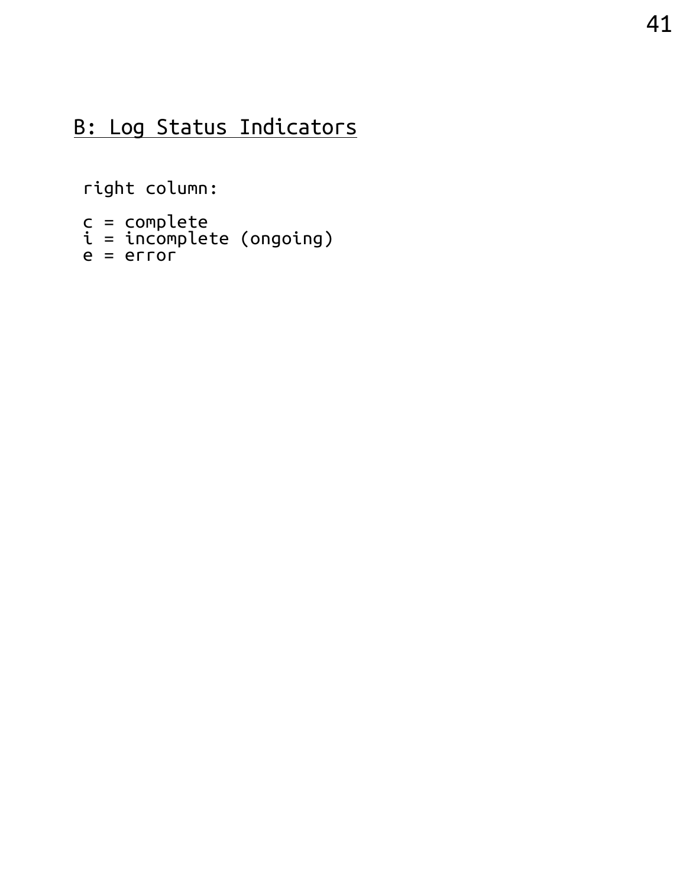## B: Log Status Indicators

```
right column:

c = complete
i = incomplete (ongoing)
e = error
```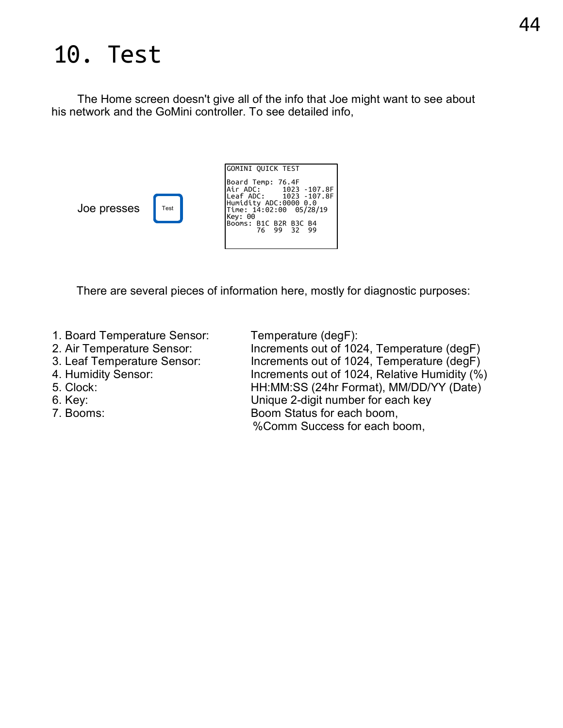# 10. Test

The Home screen doesn't give all of the info that Joe might want to see about his network and the GoMini controller. To see detailed info,

Joe presses **Test**

```
GOMINI QUICK TEST

Board Temp: 76.4F
Air ADC:      1023 -107.8F
Leaf ADC:     1023 -107.8F
Humidity ADC:0000 0.0
Time: 14:02:00  05/28/19
Key: 00
Booms: B1C B2R B3C B4
        76  99  32  99
```

There are several pieces of information here, mostly for diagnostic purposes:

1. Board Temperature Sensor: Temperature (degF):
2. Air Temperature Sensor: Increments out of 1024, Temperature (degF)
3. Leaf Temperature Sensor: Increments out of 1024, Temperature (degF)
4. Humidity Sensor: Increments out of 1024, Relative Humidity (%)
5. Clock: HH:MM:SS (24hr Format), MM/DD/YY (Date)
6. Key: Unique 2-digit number for each key
7. Booms: Boom Status for each boom, %Comm Success for each boom,